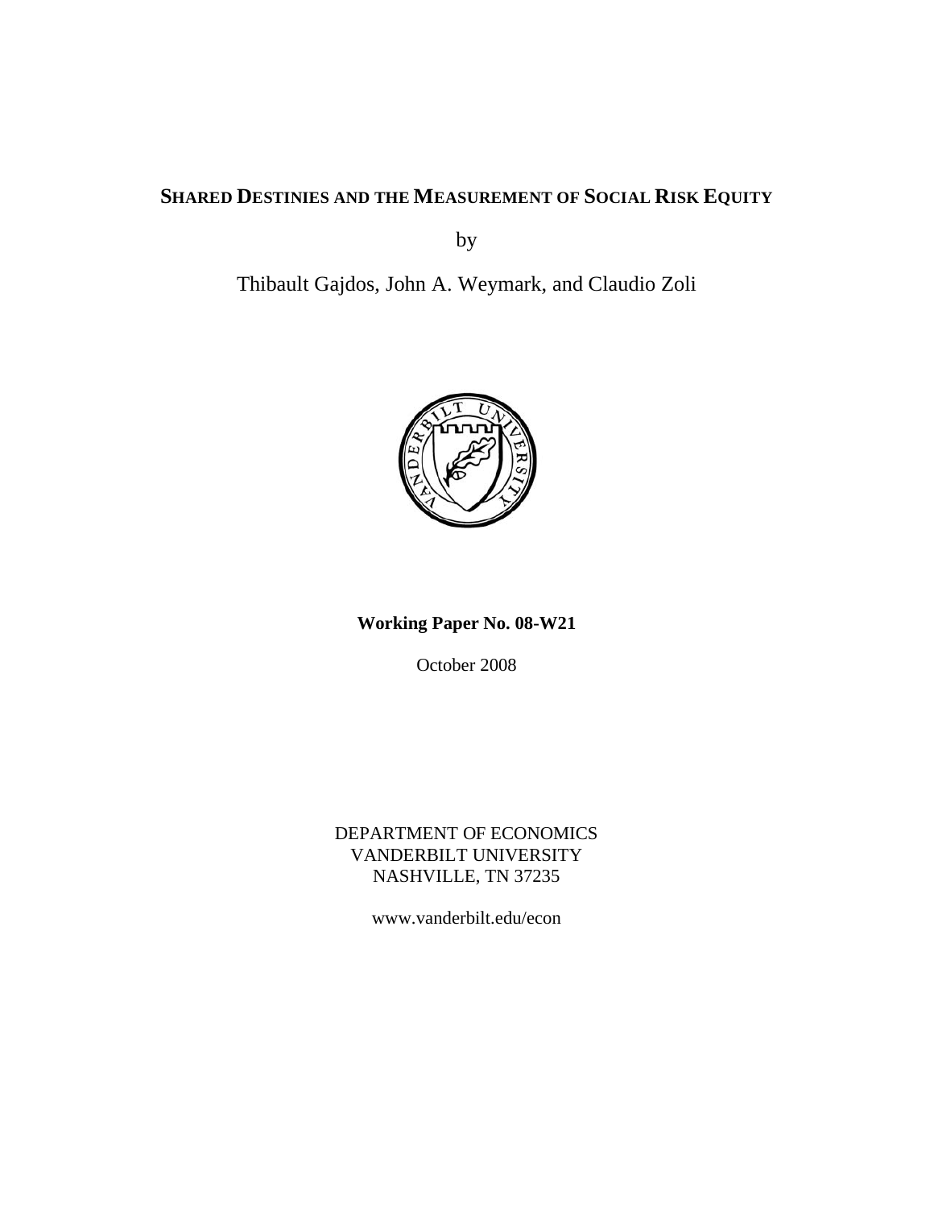# SHARED DESTINIES AND THE MEASUREMENT OF SOCIAL RISK EQUITY

by

Thibault Gajdos, John A. Weymark, and Claudio Zoli

**Working Paper No. 08-W21**

October 2008

DEPARTMENT OF ECONOMICS
VANDERBILT UNIVERSITY
NASHVILLE, TN 37235

www.vanderbilt.edu/econ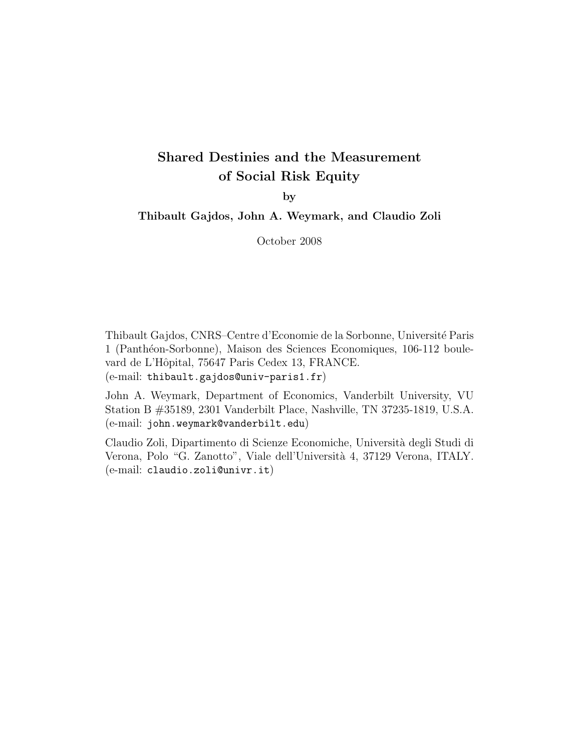# Shared Destinies and the Measurement of Social Risk Equity

**by**

**Thibault Gajdos, John A. Weymark, and Claudio Zoli**

October 2008

Thibault Gajdos, CNRS–Centre d'Economie de la Sorbonne, Université Paris 1 (Panthéon-Sorbonne), Maison des Sciences Economiques, 106-112 boulevard de L'Hôpital, 75647 Paris Cedex 13, FRANCE.
(e-mail: `thibault.gajdos@univ-paris1.fr`)

John A. Weymark, Department of Economics, Vanderbilt University, VU Station B #35189, 2301 Vanderbilt Place, Nashville, TN 37235-1819, U.S.A.
(e-mail: `john.weymark@vanderbilt.edu`)

Claudio Zoli, Dipartimento di Scienze Economiche, Università degli Studi di Verona, Polo "G. Zanotto", Viale dell'Università 4, 37129 Verona, ITALY.
(e-mail: `claudio.zoli@univr.it`)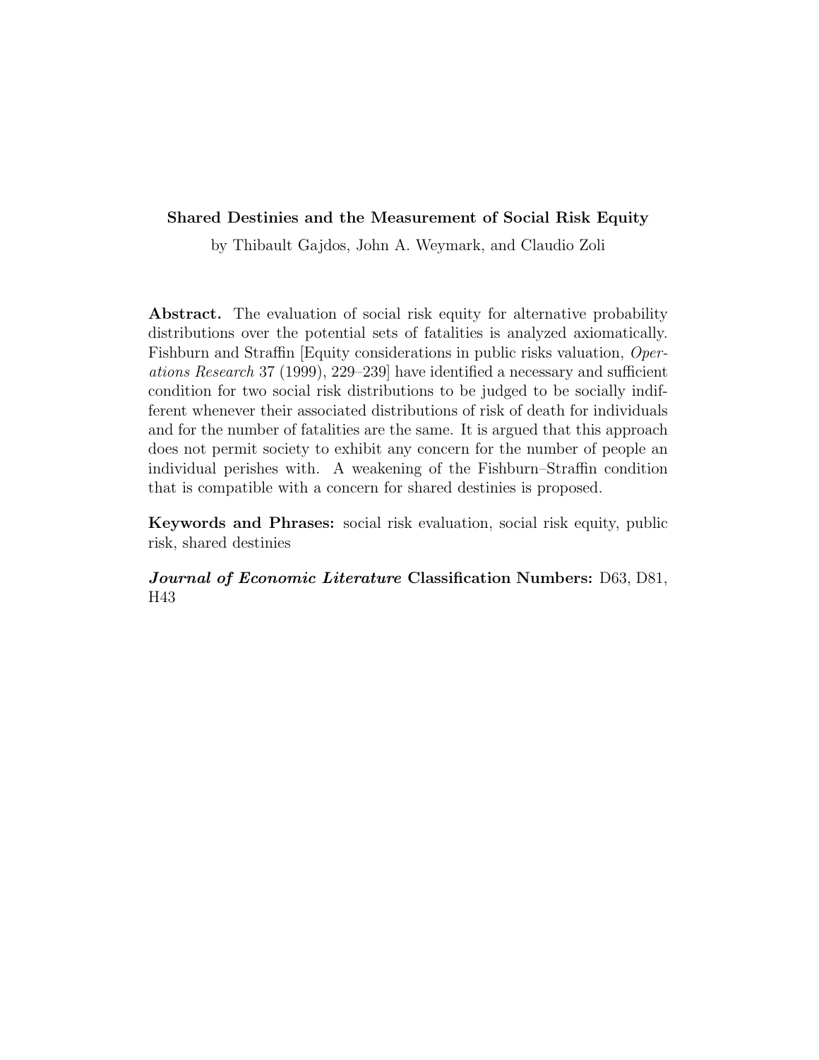**Shared Destinies and the Measurement of Social Risk Equity**

by Thibault Gajdos, John A. Weymark, and Claudio Zoli

**Abstract.** The evaluation of social risk equity for alternative probability distributions over the potential sets of fatalities is analyzed axiomatically. Fishburn and Straffin [Equity considerations in public risks valuation, *Operations Research* 37 (1999), 229–239] have identified a necessary and sufficient condition for two social risk distributions to be judged to be socially indifferent whenever their associated distributions of risk of death for individuals and for the number of fatalities are the same. It is argued that this approach does not permit society to exhibit any concern for the number of people an individual perishes with. A weakening of the Fishburn–Straffin condition that is compatible with a concern for shared destinies is proposed.

**Keywords and Phrases:** social risk evaluation, social risk equity, public risk, shared destinies

***Journal of Economic Literature* Classification Numbers:** D63, D81, H43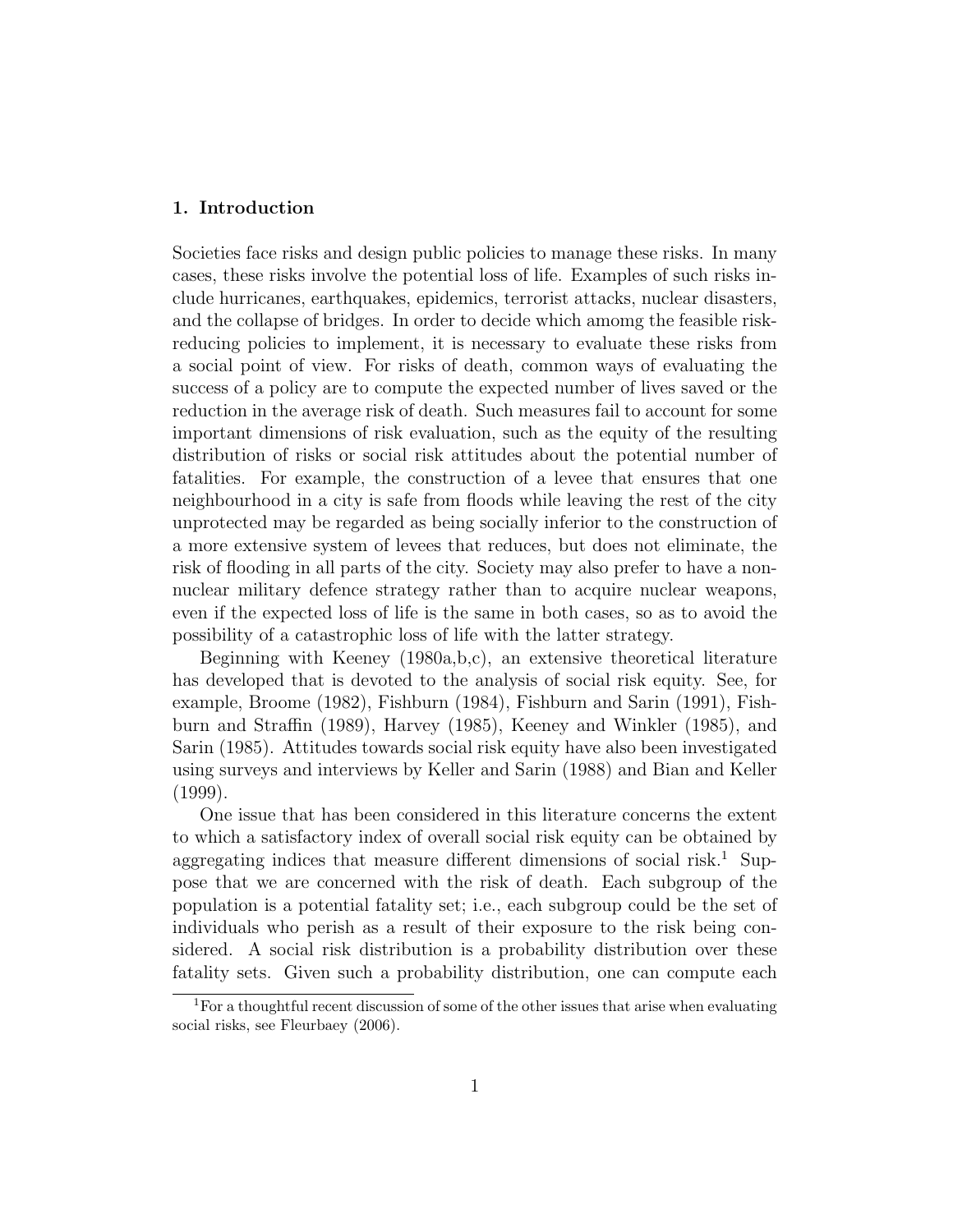## 1. Introduction

Societies face risks and design public policies to manage these risks. In many cases, these risks involve the potential loss of life. Examples of such risks include hurricanes, earthquakes, epidemics, terrorist attacks, nuclear disasters, and the collapse of bridges. In order to decide which amomg the feasible risk-reducing policies to implement, it is necessary to evaluate these risks from a social point of view. For risks of death, common ways of evaluating the success of a policy are to compute the expected number of lives saved or the reduction in the average risk of death. Such measures fail to account for some important dimensions of risk evaluation, such as the equity of the resulting distribution of risks or social risk attitudes about the potential number of fatalities. For example, the construction of a levee that ensures that one neighbourhood in a city is safe from floods while leaving the rest of the city unprotected may be regarded as being socially inferior to the construction of a more extensive system of levees that reduces, but does not eliminate, the risk of flooding in all parts of the city. Society may also prefer to have a non-nuclear military defence strategy rather than to acquire nuclear weapons, even if the expected loss of life is the same in both cases, so as to avoid the possibility of a catastrophic loss of life with the latter strategy.

Beginning with Keeney (1980a,b,c), an extensive theoretical literature has developed that is devoted to the analysis of social risk equity. See, for example, Broome (1982), Fishburn (1984), Fishburn and Sarin (1991), Fishburn and Straffin (1989), Harvey (1985), Keeney and Winkler (1985), and Sarin (1985). Attitudes towards social risk equity have also been investigated using surveys and interviews by Keller and Sarin (1988) and Bian and Keller (1999).

One issue that has been considered in this literature concerns the extent to which a satisfactory index of overall social risk equity can be obtained by aggregating indices that measure different dimensions of social risk.[1] Suppose that we are concerned with the risk of death. Each subgroup of the population is a potential fatality set; i.e., each subgroup could be the set of individuals who perish as a result of their exposure to the risk being considered. A social risk distribution is a probability distribution over these fatality sets. Given such a probability distribution, one can compute each

[1] For a thoughtful recent discussion of some of the other issues that arise when evaluating social risks, see Fleurbaey (2006).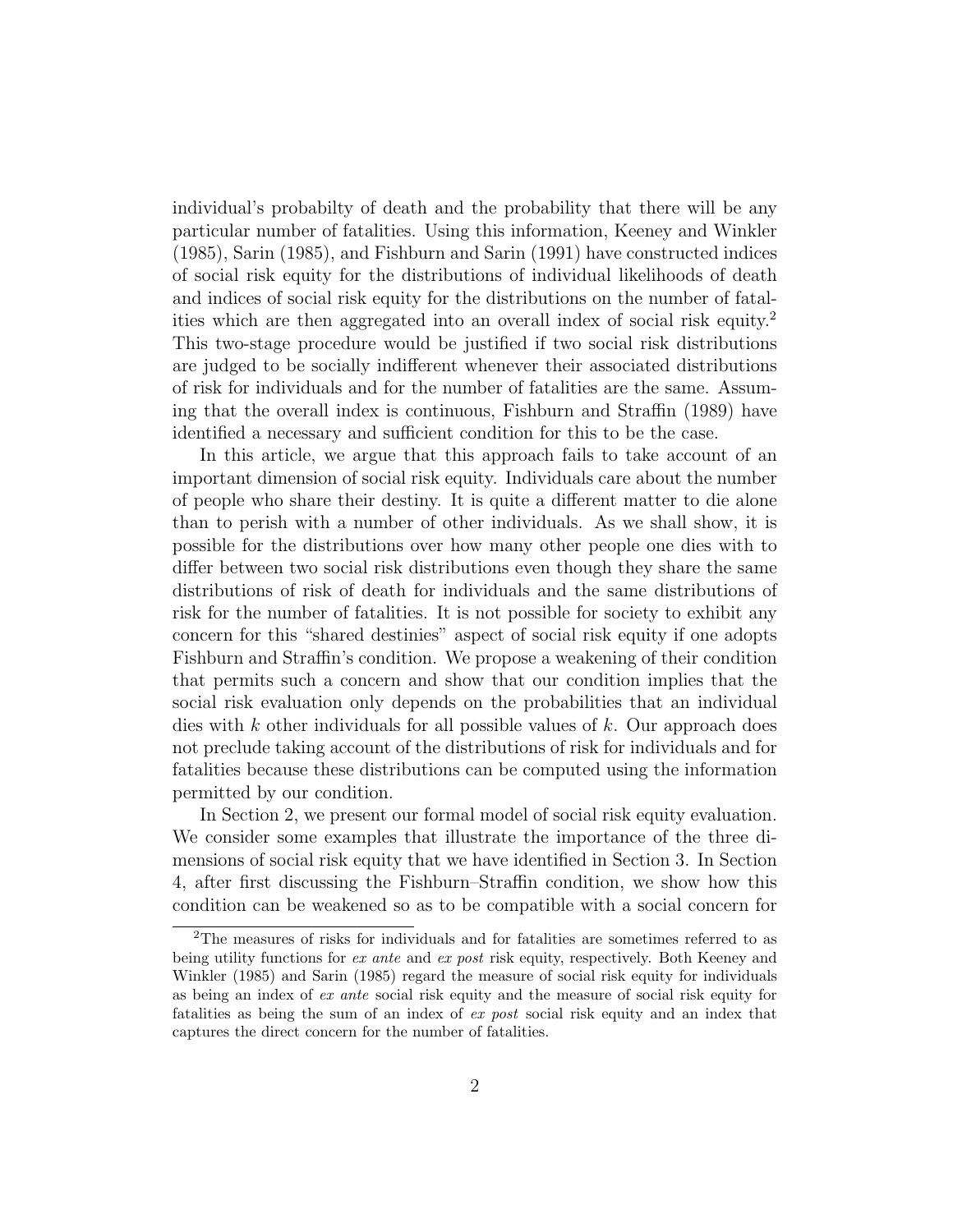individual's probabilty of death and the probability that there will be any particular number of fatalities. Using this information, Keeney and Winkler (1985), Sarin (1985), and Fishburn and Sarin (1991) have constructed indices of social risk equity for the distributions of individual likelihoods of death and indices of social risk equity for the distributions on the number of fatalities which are then aggregated into an overall index of social risk equity.[2] This two-stage procedure would be justified if two social risk distributions are judged to be socially indifferent whenever their associated distributions of risk for individuals and for the number of fatalities are the same. Assuming that the overall index is continuous, Fishburn and Straffin (1989) have identified a necessary and sufficient condition for this to be the case.

In this article, we argue that this approach fails to take account of an important dimension of social risk equity. Individuals care about the number of people who share their destiny. It is quite a different matter to die alone than to perish with a number of other individuals. As we shall show, it is possible for the distributions over how many other people one dies with to differ between two social risk distributions even though they share the same distributions of risk of death for individuals and the same distributions of risk for the number of fatalities. It is not possible for society to exhibit any concern for this "shared destinies" aspect of social risk equity if one adopts Fishburn and Straffin's condition. We propose a weakening of their condition that permits such a concern and show that our condition implies that the social risk evaluation only depends on the probabilities that an individual dies with $k$ other individuals for all possible values of $k$. Our approach does not preclude taking account of the distributions of risk for individuals and for fatalities because these distributions can be computed using the information permitted by our condition.

In Section 2, we present our formal model of social risk equity evaluation. We consider some examples that illustrate the importance of the three dimensions of social risk equity that we have identified in Section 3. In Section 4, after first discussing the Fishburn–Straffin condition, we show how this condition can be weakened so as to be compatible with a social concern for

[2] The measures of risks for individuals and for fatalities are sometimes referred to as being utility functions for *ex ante* and *ex post* risk equity, respectively. Both Keeney and Winkler (1985) and Sarin (1985) regard the measure of social risk equity for individuals as being an index of *ex ante* social risk equity and the measure of social risk equity for fatalities as being the sum of an index of *ex post* social risk equity and an index that captures the direct concern for the number of fatalities.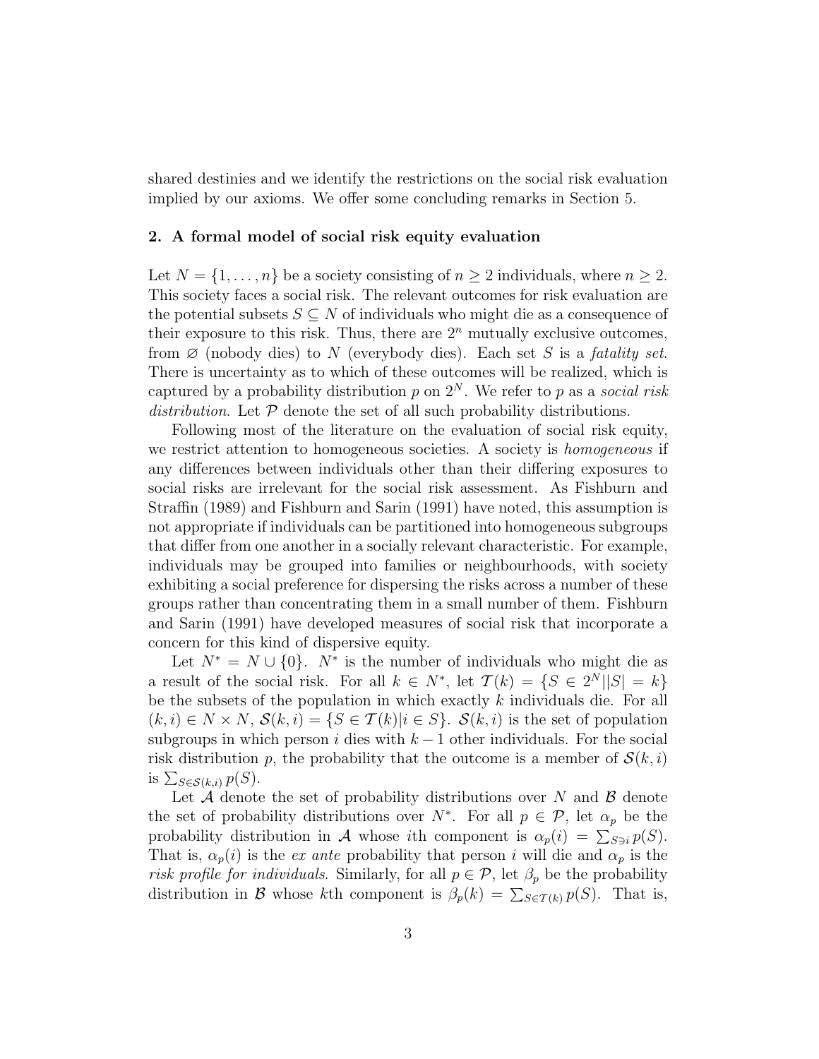shared destinies and we identify the restrictions on the social risk evaluation implied by our axioms. We offer some concluding remarks in Section 5.

## 2. A formal model of social risk equity evaluation

Let $N = \{1, \ldots, n\}$ be a society consisting of $n \geq 2$ individuals, where $n \geq 2$. This society faces a social risk. The relevant outcomes for risk evaluation are the potential subsets $S \subseteq N$ of individuals who might die as a consequence of their exposure to this risk. Thus, there are $2^n$ mutually exclusive outcomes, from $\varnothing$ (nobody dies) to $N$ (everybody dies). Each set $S$ is a *fatality set*. There is uncertainty as to which of these outcomes will be realized, which is captured by a probability distribution $p$ on $2^N$. We refer to $p$ as a *social risk distribution*. Let $\mathcal{P}$ denote the set of all such probability distributions.

Following most of the literature on the evaluation of social risk equity, we restrict attention to homogeneous societies. A society is *homogeneous* if any differences between individuals other than their differing exposures to social risks are irrelevant for the social risk assessment. As Fishburn and Straffin (1989) and Fishburn and Sarin (1991) have noted, this assumption is not appropriate if individuals can be partitioned into homogeneous subgroups that differ from one another in a socially relevant characteristic. For example, individuals may be grouped into families or neighbourhoods, with society exhibiting a social preference for dispersing the risks across a number of these groups rather than concentrating them in a small number of them. Fishburn and Sarin (1991) have developed measures of social risk that incorporate a concern for this kind of dispersive equity.

Let $N^* = N \cup \{0\}$. $N^*$ is the number of individuals who might die as a result of the social risk. For all $k \in N^*$, let $\mathcal{T}(k) = \{S \in 2^N || S| = k\}$ be the subsets of the population in which exactly $k$ individuals die. For all $(k, i) \in N \times N$, $\mathcal{S}(k, i) = \{S \in \mathcal{T}(k) | i \in S\}$. $\mathcal{S}(k, i)$ is the set of population subgroups in which person $i$ dies with $k - 1$ other individuals. For the social risk distribution $p$, the probability that the outcome is a member of $\mathcal{S}(k, i)$ is $\sum_{S \in \mathcal{S}(k,i)} p(S)$.

Let $\mathcal{A}$ denote the set of probability distributions over $N$ and $\mathcal{B}$ denote the set of probability distributions over $N^*$. For all $p \in \mathcal{P}$, let $\alpha_p$ be the probability distribution in $\mathcal{A}$ whose $i$th component is $\alpha_p(i) = \sum_{S \ni i} p(S)$. That is, $\alpha_p(i)$ is the *ex ante* probability that person $i$ will die and $\alpha_p$ is the *risk profile for individuals*. Similarly, for all $p \in \mathcal{P}$, let $\beta_p$ be the probability distribution in $\mathcal{B}$ whose $k$th component is $\beta_p(k) = \sum_{S \in \mathcal{T}(k)} p(S)$. That is,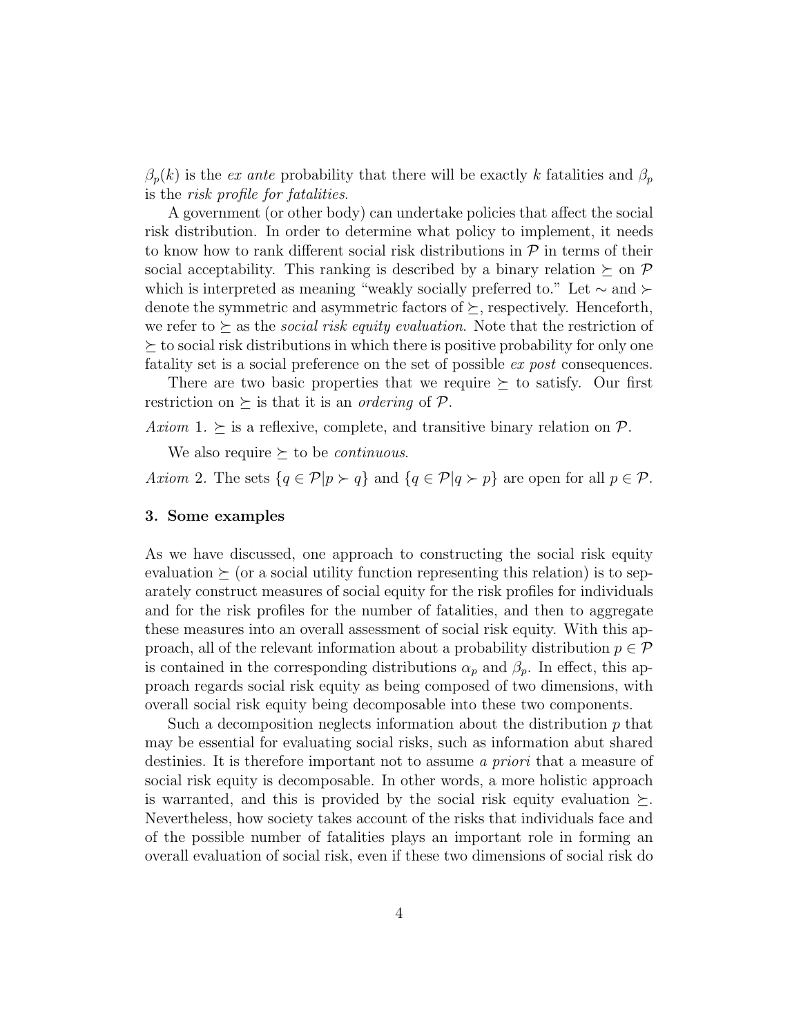$\beta_p(k)$ is the *ex ante* probability that there will be exactly $k$ fatalities and $\beta_p$ is the *risk profile for fatalities*.

A government (or other body) can undertake policies that affect the social risk distribution. In order to determine what policy to implement, it needs to know how to rank different social risk distributions in $\mathcal{P}$ in terms of their social acceptability. This ranking is described by a binary relation $\succeq$ on $\mathcal{P}$ which is interpreted as meaning "weakly socially preferred to." Let $\sim$ and $\succ$ denote the symmetric and asymmetric factors of $\succeq$, respectively. Henceforth, we refer to $\succeq$ as the *social risk equity evaluation*. Note that the restriction of $\succeq$ to social risk distributions in which there is positive probability for only one fatality set is a social preference on the set of possible *ex post* consequences.

There are two basic properties that we require $\succeq$ to satisfy. Our first restriction on $\succeq$ is that it is an *ordering* of $\mathcal{P}$.

*Axiom* 1. $\succeq$ is a reflexive, complete, and transitive binary relation on $\mathcal{P}$.

We also require $\succeq$ to be *continuous*.

*Axiom* 2. The sets $\{q \in \mathcal{P} | p \succ q\}$ and $\{q \in \mathcal{P} | q \succ p\}$ are open for all $p \in \mathcal{P}$.

## 3. Some examples

As we have discussed, one approach to constructing the social risk equity evaluation $\succeq$ (or a social utility function representing this relation) is to separately construct measures of social equity for the risk profiles for individuals and for the risk profiles for the number of fatalities, and then to aggregate these measures into an overall assessment of social risk equity. With this approach, all of the relevant information about a probability distribution $p \in \mathcal{P}$ is contained in the corresponding distributions $\alpha_p$ and $\beta_p$. In effect, this approach regards social risk equity as being composed of two dimensions, with overall social risk equity being decomposable into these two components.

Such a decomposition neglects information about the distribution $p$ that may be essential for evaluating social risks, such as information abut shared destinies. It is therefore important not to assume *a priori* that a measure of social risk equity is decomposable. In other words, a more holistic approach is warranted, and this is provided by the social risk equity evaluation $\succeq$. Nevertheless, how society takes account of the risks that individuals face and of the possible number of fatalities plays an important role in forming an overall evaluation of social risk, even if these two dimensions of social risk do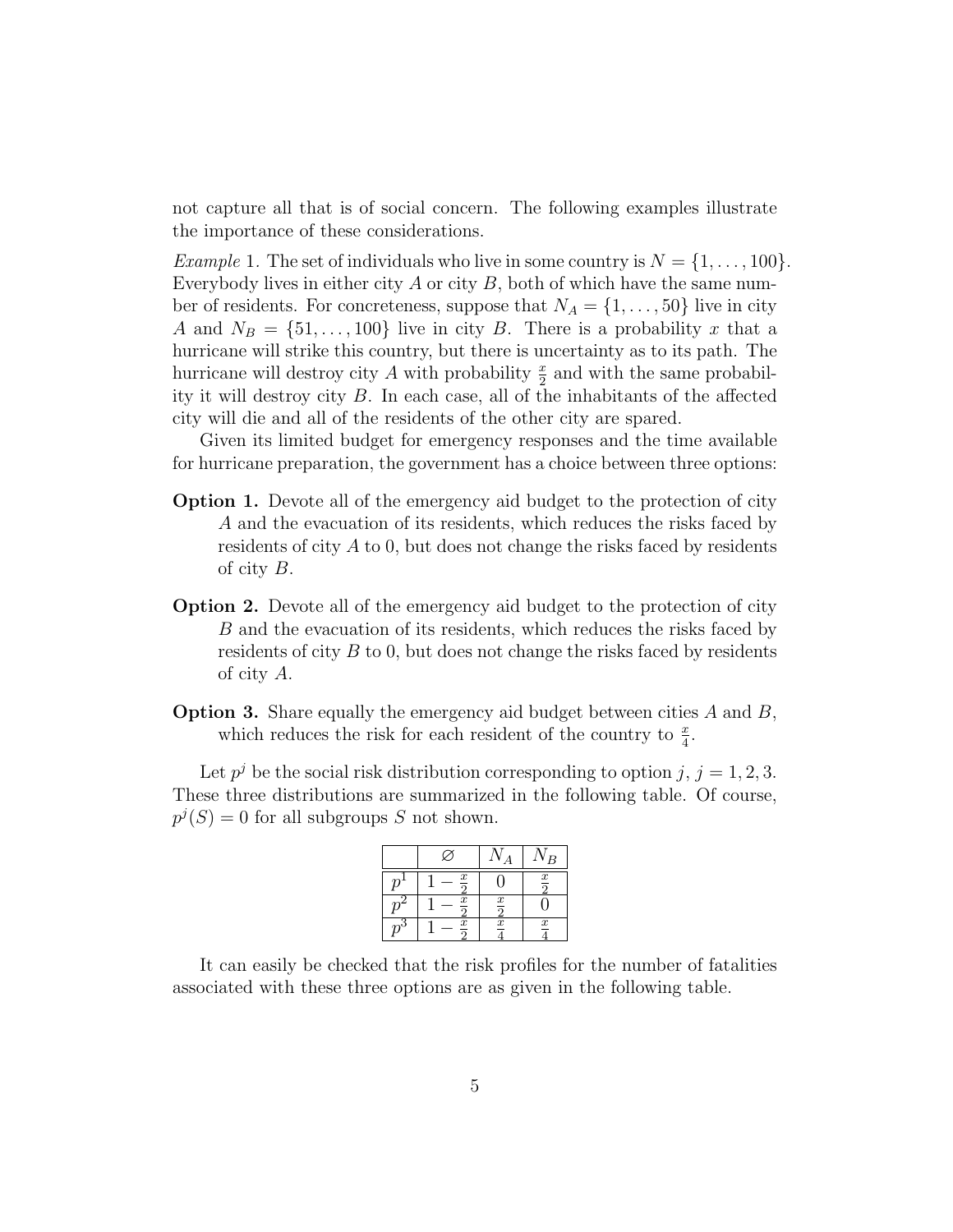not capture all that is of social concern. The following examples illustrate the importance of these considerations.

*Example* 1. The set of individuals who live in some country is $N = \{1, \ldots, 100\}$. Everybody lives in either city $A$ or city $B$, both of which have the same number of residents. For concreteness, suppose that $N_A = \{1, \ldots, 50\}$ live in city $A$ and $N_B = \{51, \ldots, 100\}$ live in city $B$. There is a probability $x$ that a hurricane will strike this country, but there is uncertainty as to its path. The hurricane will destroy city $A$ with probability $\frac{x}{2}$ and with the same probability it will destroy city $B$. In each case, all of the inhabitants of the affected city will die and all of the residents of the other city are spared.

Given its limited budget for emergency responses and the time available for hurricane preparation, the government has a choice between three options:

**Option 1.** Devote all of the emergency aid budget to the protection of city $A$ and the evacuation of its residents, which reduces the risks faced by residents of city $A$ to 0, but does not change the risks faced by residents of city $B$.

**Option 2.** Devote all of the emergency aid budget to the protection of city $B$ and the evacuation of its residents, which reduces the risks faced by residents of city $B$ to 0, but does not change the risks faced by residents of city $A$.

**Option 3.** Share equally the emergency aid budget between cities $A$ and $B$, which reduces the risk for each resident of the country to $\frac{x}{4}$.

Let $p^j$ be the social risk distribution corresponding to option $j$, $j = 1, 2, 3$. These three distributions are summarized in the following table. Of course, $p^j(S) = 0$ for all subgroups $S$ not shown.

| | $\varnothing$ | $N_A$ | $N_B$ |
|---|---|---|---|
| $p^1$ | $1 - \frac{x}{2}$ | $0$ | $\frac{x}{2}$ |
| $p^2$ | $1 - \frac{x}{2}$ | $\frac{x}{2}$ | $0$ |
| $p^3$ | $1 - \frac{x}{2}$ | $\frac{x}{4}$ | $\frac{x}{4}$ |

It can easily be checked that the risk profiles for the number of fatalities associated with these three options are as given in the following table.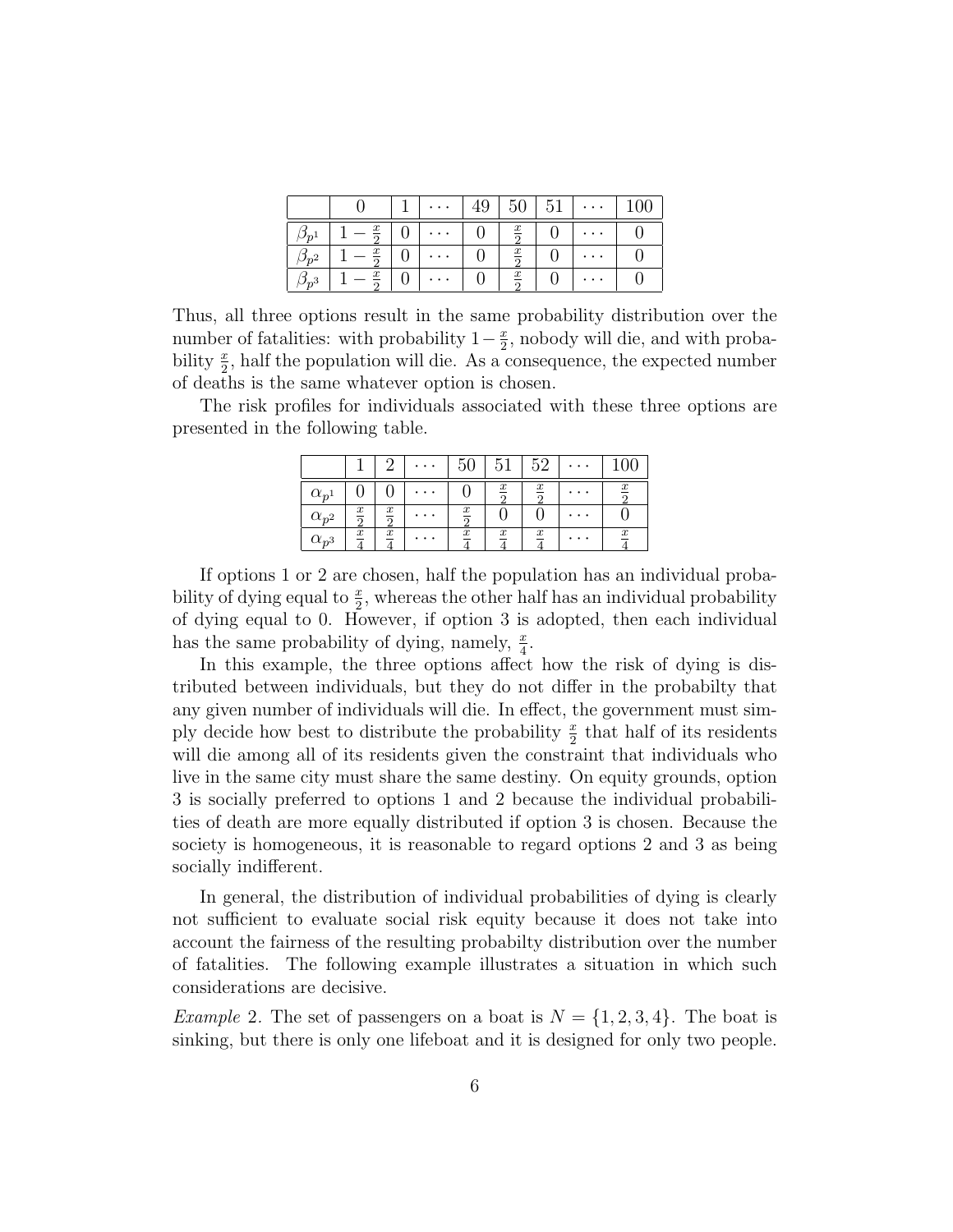| | 0 | 1 | $\cdots$ | 49 | 50 | 51 | $\cdots$ | 100 |
|---|---|---|---|---|---|---|---|---|
| $\beta_{p^1}$ | $1-\frac{x}{2}$ | 0 | $\cdots$ | 0 | $\frac{x}{2}$ | 0 | $\cdots$ | 0 |
| $\beta_{p^2}$ | $1-\frac{x}{2}$ | 0 | $\cdots$ | 0 | $\frac{x}{2}$ | 0 | $\cdots$ | 0 |
| $\beta_{p^3}$ | $1-\frac{x}{2}$ | 0 | $\cdots$ | 0 | $\frac{x}{2}$ | 0 | $\cdots$ | 0 |

Thus, all three options result in the same probability distribution over the number of fatalities: with probability $1-\frac{x}{2}$, nobody will die, and with probability $\frac{x}{2}$, half the population will die. As a consequence, the expected number of deaths is the same whatever option is chosen.

The risk profiles for individuals associated with these three options are presented in the following table.

| | 1 | 2 | $\cdots$ | 50 | 51 | 52 | $\cdots$ | 100 |
|---|---|---|---|---|---|---|---|---|
| $\alpha_{p^1}$ | 0 | 0 | $\cdots$ | 0 | $\frac{x}{2}$ | $\frac{x}{2}$ | $\cdots$ | $\frac{x}{2}$ |
| $\alpha_{p^2}$ | $\frac{x}{2}$ | $\frac{x}{2}$ | $\cdots$ | $\frac{x}{2}$ | 0 | 0 | $\cdots$ | 0 |
| $\alpha_{p^3}$ | $\frac{x}{4}$ | $\frac{x}{4}$ | $\cdots$ | $\frac{x}{4}$ | $\frac{x}{4}$ | $\frac{x}{4}$ | $\cdots$ | $\frac{x}{4}$ |

If options 1 or 2 are chosen, half the population has an individual probability of dying equal to $\frac{x}{2}$, whereas the other half has an individual probability of dying equal to 0. However, if option 3 is adopted, then each individual has the same probability of dying, namely, $\frac{x}{4}$.

In this example, the three options affect how the risk of dying is distributed between individuals, but they do not differ in the probabilty that any given number of individuals will die. In effect, the government must simply decide how best to distribute the probability $\frac{x}{2}$ that half of its residents will die among all of its residents given the constraint that individuals who live in the same city must share the same destiny. On equity grounds, option 3 is socially preferred to options 1 and 2 because the individual probabilities of death are more equally distributed if option 3 is chosen. Because the society is homogeneous, it is reasonable to regard options 2 and 3 as being socially indifferent.

In general, the distribution of individual probabilities of dying is clearly not sufficient to evaluate social risk equity because it does not take into account the fairness of the resulting probabilty distribution over the number of fatalities. The following example illustrates a situation in which such considerations are decisive.

*Example* 2. The set of passengers on a boat is $N = \{1, 2, 3, 4\}$. The boat is sinking, but there is only one lifeboat and it is designed for only two people.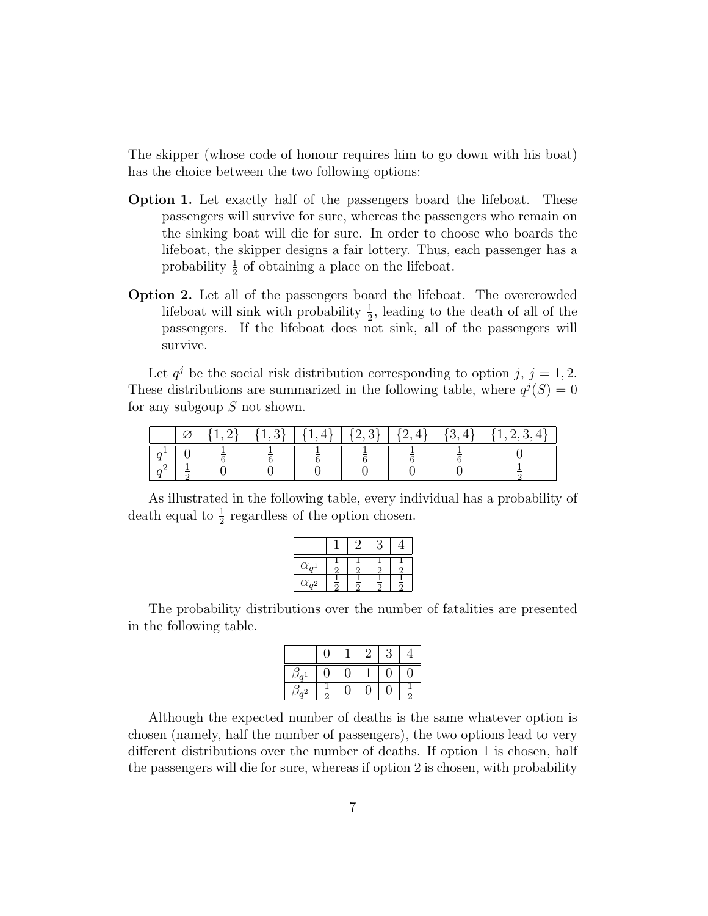The skipper (whose code of honour requires him to go down with his boat) has the choice between the two following options:

**Option 1.** Let exactly half of the passengers board the lifeboat. These passengers will survive for sure, whereas the passengers who remain on the sinking boat will die for sure. In order to choose who boards the lifeboat, the skipper designs a fair lottery. Thus, each passenger has a probability $\frac{1}{2}$ of obtaining a place on the lifeboat.

**Option 2.** Let all of the passengers board the lifeboat. The overcrowded lifeboat will sink with probability $\frac{1}{2}$, leading to the death of all of the passengers. If the lifeboat does not sink, all of the passengers will survive.

Let $q^j$ be the social risk distribution corresponding to option $j$, $j = 1, 2$. These distributions are summarized in the following table, where $q^j(S) = 0$ for any subgoup $S$ not shown.

| | $\varnothing$ | $\{1,2\}$ | $\{1,3\}$ | $\{1,4\}$ | $\{2,3\}$ | $\{2,4\}$ | $\{3,4\}$ | $\{1,2,3,4\}$ |
|---|---|---|---|---|---|---|---|---|
| $q^1$ | $0$ | $\frac{1}{6}$ | $\frac{1}{6}$ | $\frac{1}{6}$ | $\frac{1}{6}$ | $\frac{1}{6}$ | $\frac{1}{6}$ | $0$ |
| $q^2$ | $\frac{1}{2}$ | $0$ | $0$ | $0$ | $0$ | $0$ | $0$ | $\frac{1}{2}$ |

As illustrated in the following table, every individual has a probability of death equal to $\frac{1}{2}$ regardless of the option chosen.

| | 1 | 2 | 3 | 4 |
|---|---|---|---|---|
| $\alpha_{q^1}$ | $\frac{1}{2}$ | $\frac{1}{2}$ | $\frac{1}{2}$ | $\frac{1}{2}$ |
| $\alpha_{q^2}$ | $\frac{1}{2}$ | $\frac{1}{2}$ | $\frac{1}{2}$ | $\frac{1}{2}$ |

The probability distributions over the number of fatalities are presented in the following table.

| | 0 | 1 | 2 | 3 | 4 |
|---|---|---|---|---|---|
| $\beta_{q^1}$ | $0$ | $0$ | $1$ | $0$ | $0$ |
| $\beta_{q^2}$ | $\frac{1}{2}$ | $0$ | $0$ | $0$ | $\frac{1}{2}$ |

Although the expected number of deaths is the same whatever option is chosen (namely, half the number of passengers), the two options lead to very different distributions over the number of deaths. If option 1 is chosen, half the passengers will die for sure, whereas if option 2 is chosen, with probability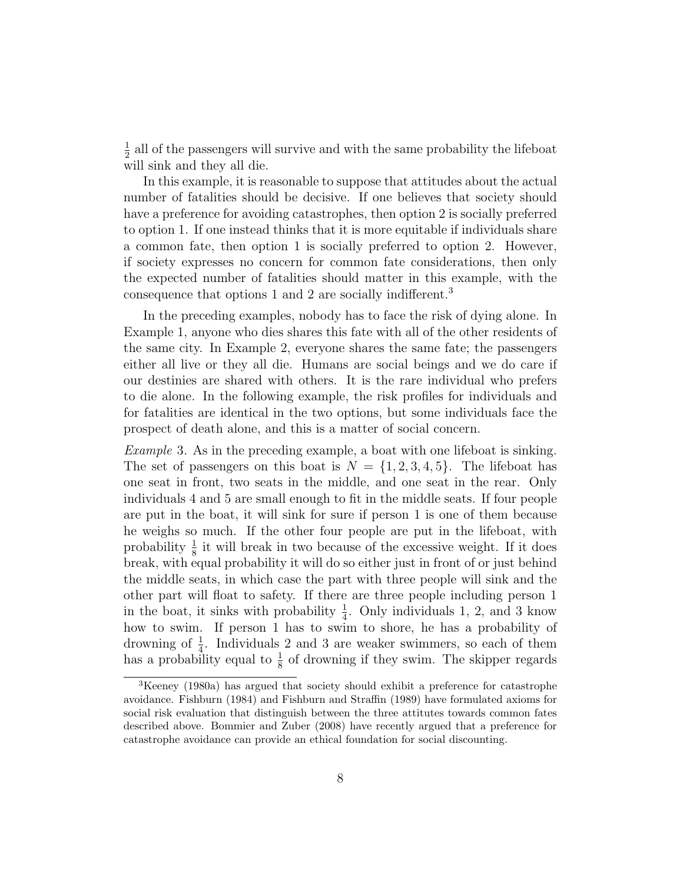$\frac{1}{2}$ all of the passengers will survive and with the same probability the lifeboat will sink and they all die.

In this example, it is reasonable to suppose that attitudes about the actual number of fatalities should be decisive. If one believes that society should have a preference for avoiding catastrophes, then option 2 is socially preferred to option 1. If one instead thinks that it is more equitable if individuals share a common fate, then option 1 is socially preferred to option 2. However, if society expresses no concern for common fate considerations, then only the expected number of fatalities should matter in this example, with the consequence that options 1 and 2 are socially indifferent.[3]

In the preceding examples, nobody has to face the risk of dying alone. In Example 1, anyone who dies shares this fate with all of the other residents of the same city. In Example 2, everyone shares the same fate; the passengers either all live or they all die. Humans are social beings and we do care if our destinies are shared with others. It is the rare individual who prefers to die alone. In the following example, the risk profiles for individuals and for fatalities are identical in the two options, but some individuals face the prospect of death alone, and this is a matter of social concern.

*Example* 3. As in the preceding example, a boat with one lifeboat is sinking. The set of passengers on this boat is $N = \{1, 2, 3, 4, 5\}$. The lifeboat has one seat in front, two seats in the middle, and one seat in the rear. Only individuals 4 and 5 are small enough to fit in the middle seats. If four people are put in the boat, it will sink for sure if person 1 is one of them because he weighs so much. If the other four people are put in the lifeboat, with probability $\frac{1}{8}$ it will break in two because of the excessive weight. If it does break, with equal probability it will do so either just in front of or just behind the middle seats, in which case the part with three people will sink and the other part will float to safety. If there are three people including person 1 in the boat, it sinks with probability $\frac{1}{4}$. Only individuals 1, 2, and 3 know how to swim. If person 1 has to swim to shore, he has a probability of drowning of $\frac{1}{4}$. Individuals 2 and 3 are weaker swimmers, so each of them has a probability equal to $\frac{1}{8}$ of drowning if they swim. The skipper regards

[3] Keeney (1980a) has argued that society should exhibit a preference for catastrophe avoidance. Fishburn (1984) and Fishburn and Straffin (1989) have formulated axioms for social risk evaluation that distinguish between the three attitutes towards common fates described above. Bommier and Zuber (2008) have recently argued that a preference for catastrophe avoidance can provide an ethical foundation for social discounting.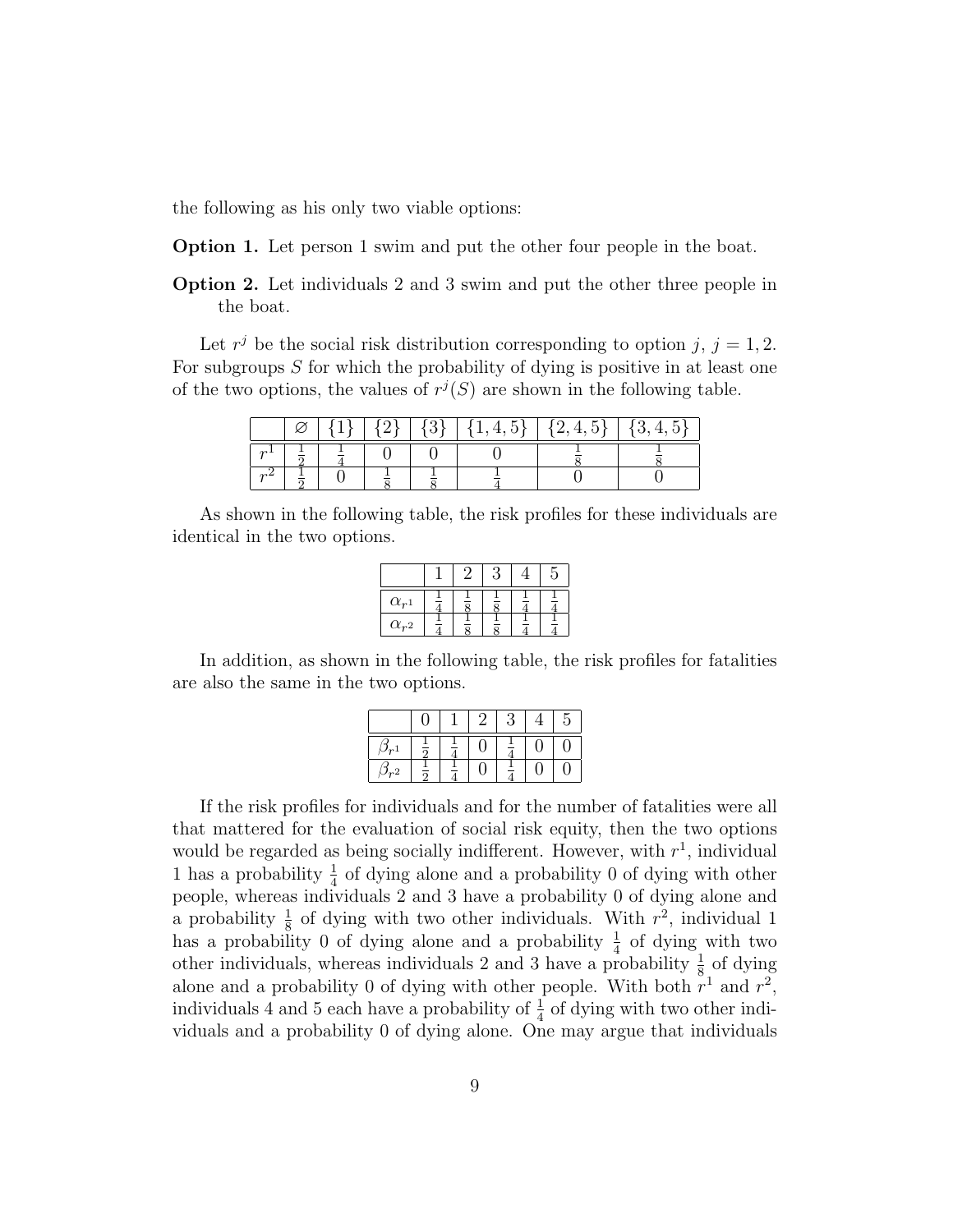the following as his only two viable options:

**Option 1.** Let person 1 swim and put the other four people in the boat.

**Option 2.** Let individuals 2 and 3 swim and put the other three people in the boat.

Let $r^j$ be the social risk distribution corresponding to option $j$, $j = 1, 2$. For subgroups $S$ for which the probability of dying is positive in at least one of the two options, the values of $r^j(S)$ are shown in the following table.

| | $\varnothing$ | $\{1\}$ | $\{2\}$ | $\{3\}$ | $\{1,4,5\}$ | $\{2,4,5\}$ | $\{3,4,5\}$ |
|---|---|---|---|---|---|---|---|
| $r^1$ | $\frac{1}{2}$ | $\frac{1}{4}$ | $0$ | $0$ | $0$ | $\frac{1}{8}$ | $\frac{1}{8}$ |
| $r^2$ | $\frac{1}{2}$ | $0$ | $\frac{1}{8}$ | $\frac{1}{8}$ | $\frac{1}{4}$ | $0$ | $0$ |

As shown in the following table, the risk profiles for these individuals are identical in the two options.

| | 1 | 2 | 3 | 4 | 5 |
|---|---|---|---|---|---|
| $\alpha_{r^1}$ | $\frac{1}{4}$ | $\frac{1}{8}$ | $\frac{1}{8}$ | $\frac{1}{4}$ | $\frac{1}{4}$ |
| $\alpha_{r^2}$ | $\frac{1}{4}$ | $\frac{1}{8}$ | $\frac{1}{8}$ | $\frac{1}{4}$ | $\frac{1}{4}$ |

In addition, as shown in the following table, the risk profiles for fatalities are also the same in the two options.

| | 0 | 1 | 2 | 3 | 4 | 5 |
|---|---|---|---|---|---|---|
| $\beta_{r^1}$ | $\frac{1}{2}$ | $\frac{1}{4}$ | $0$ | $\frac{1}{4}$ | $0$ | $0$ |
| $\beta_{r^2}$ | $\frac{1}{2}$ | $\frac{1}{4}$ | $0$ | $\frac{1}{4}$ | $0$ | $0$ |

If the risk profiles for individuals and for the number of fatalities were all that mattered for the evaluation of social risk equity, then the two options would be regarded as being socially indifferent. However, with $r^1$, individual 1 has a probability $\frac{1}{4}$ of dying alone and a probability 0 of dying with other people, whereas individuals 2 and 3 have a probability 0 of dying alone and a probability $\frac{1}{8}$ of dying with two other individuals. With $r^2$, individual 1 has a probability 0 of dying alone and a probability $\frac{1}{4}$ of dying with two other individuals, whereas individuals 2 and 3 have a probability $\frac{1}{8}$ of dying alone and a probability 0 of dying with other people. With both $r^1$ and $r^2$, individuals 4 and 5 each have a probability of $\frac{1}{4}$ of dying with two other individuals and a probability 0 of dying alone. One may argue that individuals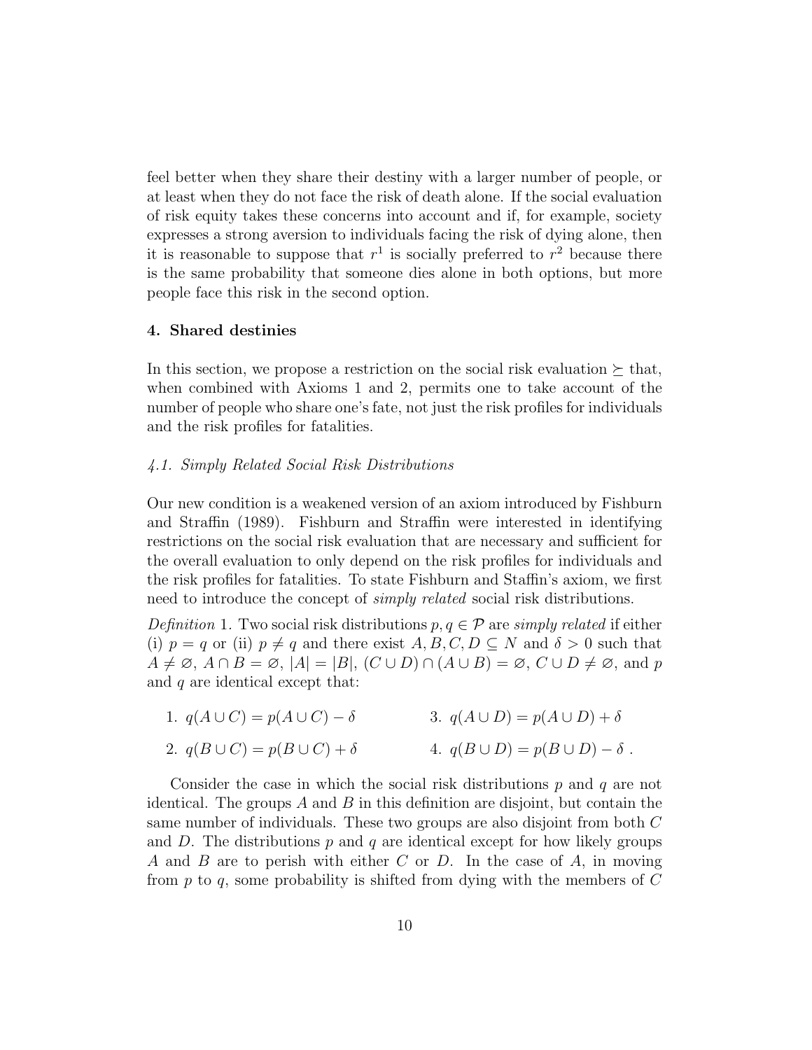feel better when they share their destiny with a larger number of people, or at least when they do not face the risk of death alone. If the social evaluation of risk equity takes these concerns into account and if, for example, society expresses a strong aversion to individuals facing the risk of dying alone, then it is reasonable to suppose that $r^1$ is socially preferred to $r^2$ because there is the same probability that someone dies alone in both options, but more people face this risk in the second option.

## 4. Shared destinies

In this section, we propose a restriction on the social risk evaluation $\succeq$ that, when combined with Axioms 1 and 2, permits one to take account of the number of people who share one's fate, not just the risk profiles for individuals and the risk profiles for fatalities.

### *4.1. Simply Related Social Risk Distributions*

Our new condition is a weakened version of an axiom introduced by Fishburn and Straffin (1989). Fishburn and Straffin were interested in identifying restrictions on the social risk evaluation that are necessary and sufficient for the overall evaluation to only depend on the risk profiles for individuals and the risk profiles for fatalities. To state Fishburn and Staffin's axiom, we first need to introduce the concept of *simply related* social risk distributions.

*Definition* 1. Two social risk distributions $p, q \in \mathcal{P}$ are *simply related* if either (i) $p = q$ or (ii) $p \neq q$ and there exist $A, B, C, D \subseteq N$ and $\delta > 0$ such that $A \neq \varnothing$, $A \cap B = \varnothing$, $|A| = |B|$, $(C \cup D) \cap (A \cup B) = \varnothing$, $C \cup D \neq \varnothing$, and $p$ and $q$ are identical except that:

1. $q(A \cup C) = p(A \cup C) - \delta$
2. $q(B \cup C) = p(B \cup C) + \delta$
3. $q(A \cup D) = p(A \cup D) + \delta$
4. $q(B \cup D) = p(B \cup D) - \delta$ .

Consider the case in which the social risk distributions $p$ and $q$ are not identical. The groups $A$ and $B$ in this definition are disjoint, but contain the same number of individuals. These two groups are also disjoint from both $C$ and $D$. The distributions $p$ and $q$ are identical except for how likely groups $A$ and $B$ are to perish with either $C$ or $D$. In the case of $A$, in moving from $p$ to $q$, some probability is shifted from dying with the members of $C$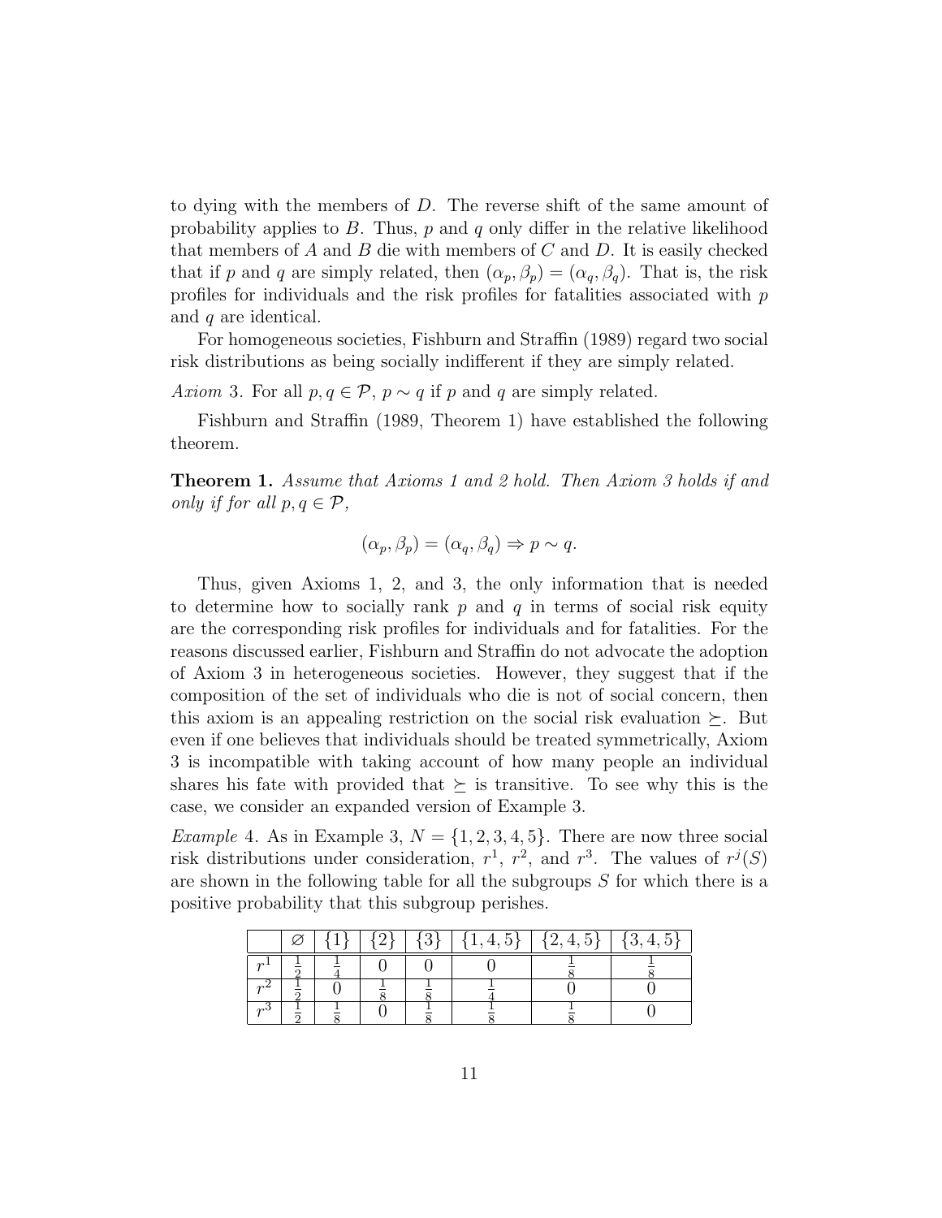to dying with the members of $D$. The reverse shift of the same amount of probability applies to $B$. Thus, $p$ and $q$ only differ in the relative likelihood that members of $A$ and $B$ die with members of $C$ and $D$. It is easily checked that if $p$ and $q$ are simply related, then $(\alpha_p, \beta_p) = (\alpha_q, \beta_q)$. That is, the risk profiles for individuals and the risk profiles for fatalities associated with $p$ and $q$ are identical.

For homogeneous societies, Fishburn and Straffin (1989) regard two social risk distributions as being socially indifferent if they are simply related.

*Axiom* 3. For all $p, q \in \mathcal{P}$, $p \sim q$ if $p$ and $q$ are simply related.

Fishburn and Straffin (1989, Theorem 1) have established the following theorem.

**Theorem 1.** *Assume that Axioms 1 and 2 hold. Then Axiom 3 holds if and only if for all* $p, q \in \mathcal{P}$,

$$(\alpha_p, \beta_p) = (\alpha_q, \beta_q) \Rightarrow p \sim q.$$

Thus, given Axioms 1, 2, and 3, the only information that is needed to determine how to socially rank $p$ and $q$ in terms of social risk equity are the corresponding risk profiles for individuals and for fatalities. For the reasons discussed earlier, Fishburn and Straffin do not advocate the adoption of Axiom 3 in heterogeneous societies. However, they suggest that if the composition of the set of individuals who die is not of social concern, then this axiom is an appealing restriction on the social risk evaluation $\succeq$. But even if one believes that individuals should be treated symmetrically, Axiom 3 is incompatible with taking account of how many people an individual shares his fate with provided that $\succeq$ is transitive. To see why this is the case, we consider an expanded version of Example 3.

*Example* 4. As in Example 3, $N = \{1, 2, 3, 4, 5\}$. There are now three social risk distributions under consideration, $r^1$, $r^2$, and $r^3$. The values of $r^j(S)$ are shown in the following table for all the subgroups $S$ for which there is a positive probability that this subgroup perishes.

| | $\varnothing$ | $\{1\}$ | $\{2\}$ | $\{3\}$ | $\{1,4,5\}$ | $\{2,4,5\}$ | $\{3,4,5\}$ |
|---|---|---|---|---|---|---|---|
| $r^1$ | $\frac{1}{2}$ | $\frac{1}{4}$ | $0$ | $0$ | $0$ | $\frac{1}{8}$ | $\frac{1}{8}$ |
| $r^2$ | $\frac{1}{2}$ | $0$ | $\frac{1}{8}$ | $\frac{1}{8}$ | $\frac{1}{4}$ | $0$ | $0$ |
| $r^3$ | $\frac{1}{2}$ | $\frac{1}{8}$ | $0$ | $\frac{1}{8}$ | $\frac{1}{8}$ | $\frac{1}{8}$ | $0$ |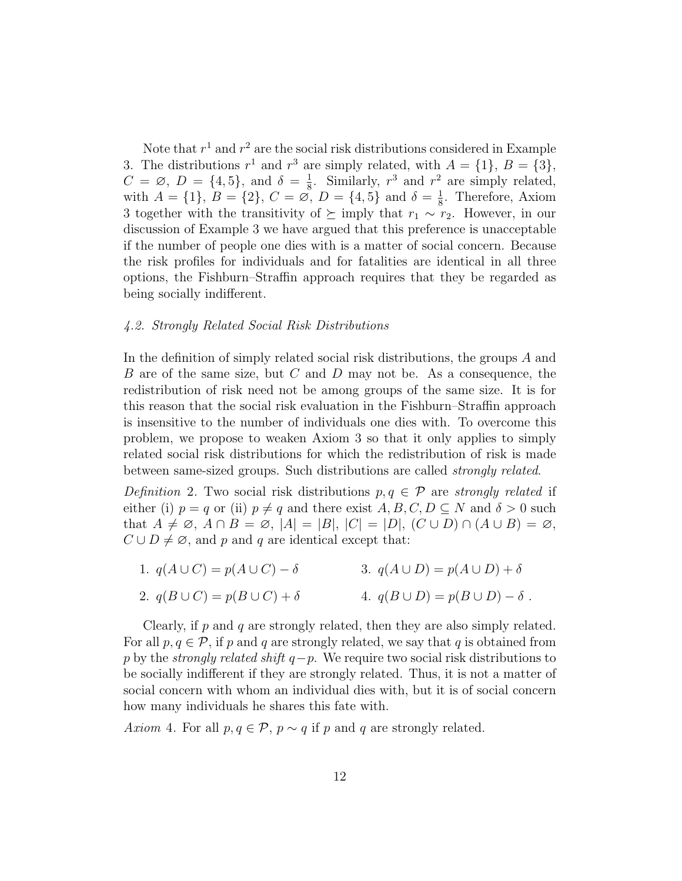Note that $r^1$ and $r^2$ are the social risk distributions considered in Example 3. The distributions $r^1$ and $r^3$ are simply related, with $A = \{1\}$, $B = \{3\}$, $C = \varnothing$, $D = \{4, 5\}$, and $\delta = \frac{1}{8}$. Similarly, $r^3$ and $r^2$ are simply related, with $A = \{1\}$, $B = \{2\}$, $C = \varnothing$, $D = \{4, 5\}$ and $\delta = \frac{1}{8}$. Therefore, Axiom 3 together with the transitivity of $\succeq$ imply that $r_1 \sim r_2$. However, in our discussion of Example 3 we have argued that this preference is unacceptable if the number of people one dies with is a matter of social concern. Because the risk profiles for individuals and for fatalities are identical in all three options, the Fishburn–Straffin approach requires that they be regarded as being socially indifferent.

### *4.2. Strongly Related Social Risk Distributions*

In the definition of simply related social risk distributions, the groups $A$ and $B$ are of the same size, but $C$ and $D$ may not be. As a consequence, the redistribution of risk need not be among groups of the same size. It is for this reason that the social risk evaluation in the Fishburn–Straffin approach is insensitive to the number of individuals one dies with. To overcome this problem, we propose to weaken Axiom 3 so that it only applies to simply related social risk distributions for which the redistribution of risk is made between same-sized groups. Such distributions are called *strongly related*.

*Definition* 2. Two social risk distributions $p, q \in \mathcal{P}$ are *strongly related* if either (i) $p = q$ or (ii) $p \neq q$ and there exist $A, B, C, D \subseteq N$ and $\delta > 0$ such that $A \neq \varnothing$, $A \cap B = \varnothing$, $|A| = |B|$, $|C| = |D|$, $(C \cup D) \cap (A \cup B) = \varnothing$, $C \cup D \neq \varnothing$, and $p$ and $q$ are identical except that:

1. $q(A \cup C) = p(A \cup C) - \delta$
2. $q(B \cup C) = p(B \cup C) + \delta$
3. $q(A \cup D) = p(A \cup D) + \delta$
4. $q(B \cup D) = p(B \cup D) - \delta$ .

Clearly, if $p$ and $q$ are strongly related, then they are also simply related. For all $p, q \in \mathcal{P}$, if $p$ and $q$ are strongly related, we say that $q$ is obtained from $p$ by the *strongly related shift* $q - p$. We require two social risk distributions to be socially indifferent if they are strongly related. Thus, it is not a matter of social concern with whom an individual dies with, but it is of social concern how many individuals he shares this fate with.

*Axiom* 4. For all $p, q \in \mathcal{P}$, $p \sim q$ if $p$ and $q$ are strongly related.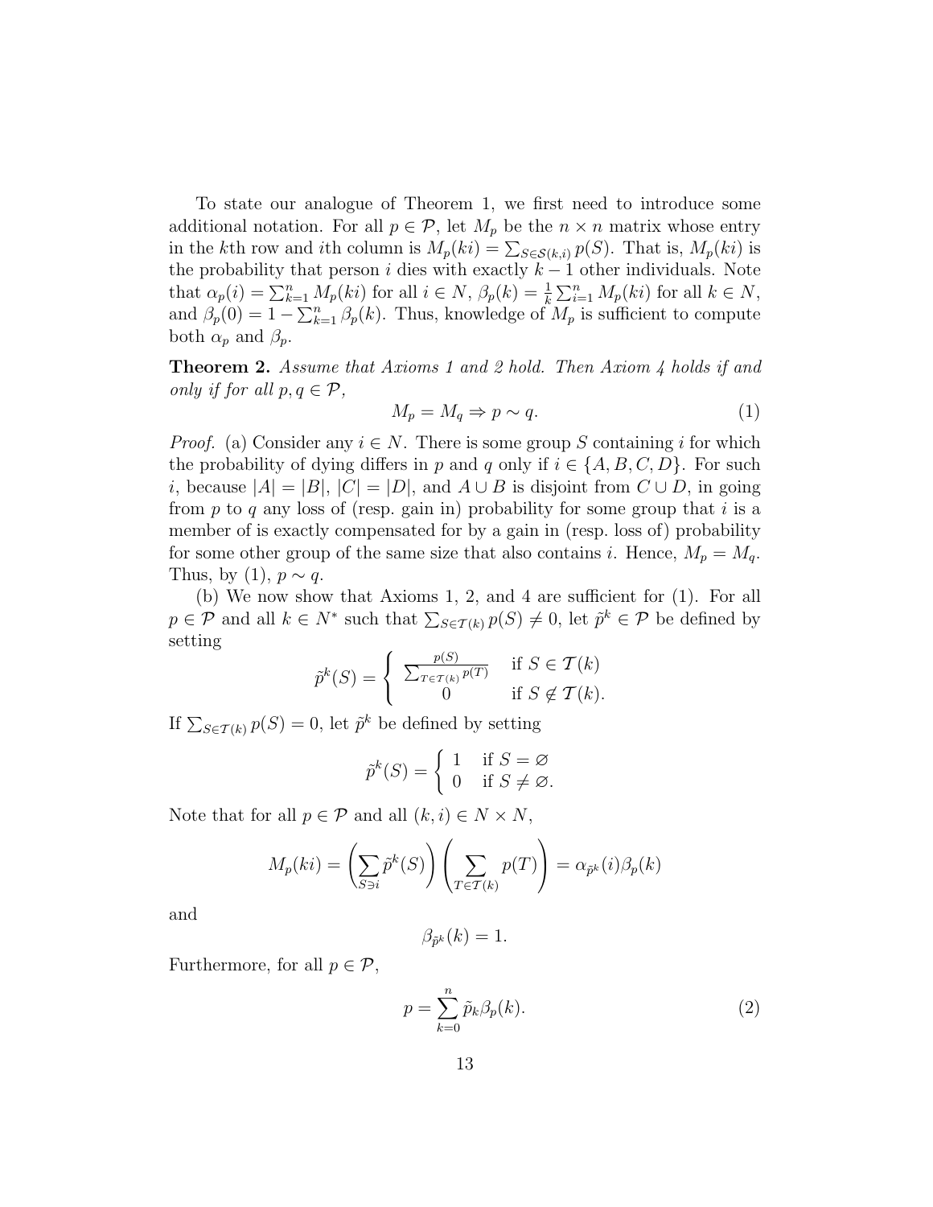To state our analogue of Theorem 1, we first need to introduce some additional notation. For all $p \in \mathcal{P}$, let $M_p$ be the $n \times n$ matrix whose entry in the $k$th row and $i$th column is $M_p(ki) = \sum_{S \in \mathcal{S}(k,i)} p(S)$. That is, $M_p(ki)$ is the probability that person $i$ dies with exactly $k-1$ other individuals. Note that $\alpha_p(i) = \sum_{k=1}^{n} M_p(ki)$ for all $i \in N$, $\beta_p(k) = \frac{1}{k}\sum_{i=1}^{n} M_p(ki)$ for all $k \in N$, and $\beta_p(0) = 1 - \sum_{k=1}^{n} \beta_p(k)$. Thus, knowledge of $M_p$ is sufficient to compute both $\alpha_p$ and $\beta_p$.

**Theorem 2.** *Assume that Axioms 1 and 2 hold. Then Axiom 4 holds if and only if for all $p, q \in \mathcal{P}$,*

$$M_p = M_q \Rightarrow p \sim q. \tag{1}$$

*Proof.* (a) Consider any $i \in N$. There is some group $S$ containing $i$ for which the probability of dying differs in $p$ and $q$ only if $i \in \{A, B, C, D\}$. For such $i$, because $|A| = |B|$, $|C| = |D|$, and $A \cup B$ is disjoint from $C \cup D$, in going from $p$ to $q$ any loss of (resp. gain in) probability for some group that $i$ is a member of is exactly compensated for by a gain in (resp. loss of) probability for some other group of the same size that also contains $i$. Hence, $M_p = M_q$. Thus, by (1), $p \sim q$.

(b) We now show that Axioms 1, 2, and 4 are sufficient for (1). For all $p \in \mathcal{P}$ and all $k \in N^*$ such that $\sum_{S \in \mathcal{T}(k)} p(S) \neq 0$, let $\tilde{p}^k \in \mathcal{P}$ be defined by setting

$$\tilde{p}^k(S) = \begin{cases} \frac{p(S)}{\sum_{T \in \mathcal{T}(k)} p(T)} & \text{if } S \in \mathcal{T}(k) \\ 0 & \text{if } S \notin \mathcal{T}(k). \end{cases}$$

If $\sum_{S \in \mathcal{T}(k)} p(S) = 0$, let $\tilde{p}^k$ be defined by setting

$$\tilde{p}^k(S) = \begin{cases} 1 & \text{if } S = \varnothing \\ 0 & \text{if } S \neq \varnothing. \end{cases}$$

Note that for all $p \in \mathcal{P}$ and all $(k, i) \in N \times N$,

$$M_p(ki) = \left(\sum_{S \ni i} \tilde{p}^k(S)\right)\left(\sum_{T \in \mathcal{T}(k)} p(T)\right) = \alpha_{\tilde{p}^k}(i)\beta_p(k)$$

and

$$\beta_{\tilde{p}^k}(k) = 1.$$

Furthermore, for all $p \in \mathcal{P}$,

$$p = \sum_{k=0}^{n} \tilde{p}_k \beta_p(k). \tag{2}$$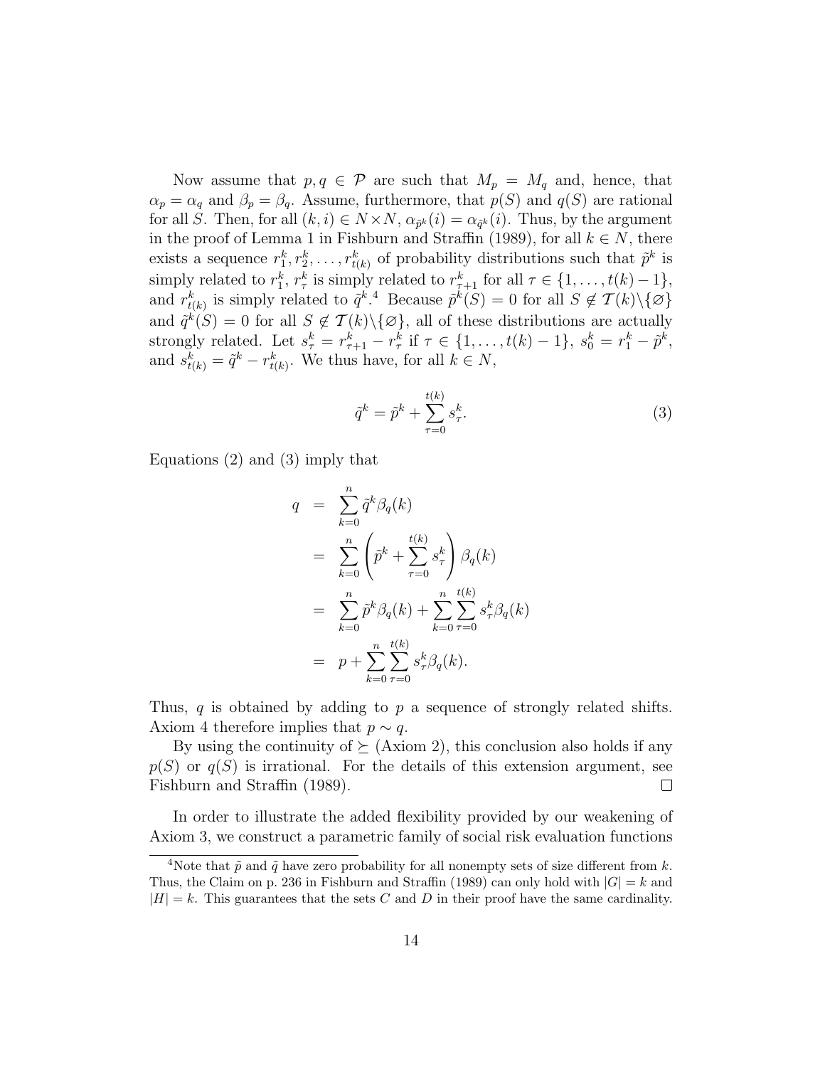Now assume that $p, q \in \mathcal{P}$ are such that $M_p = M_q$ and, hence, that $\alpha_p = \alpha_q$ and $\beta_p = \beta_q$. Assume, furthermore, that $p(S)$ and $q(S)$ are rational for all $S$. Then, for all $(k, i) \in N \times N$, $\alpha_{\tilde{p}^k}(i) = \alpha_{\tilde{q}^k}(i)$. Thus, by the argument in the proof of Lemma 1 in Fishburn and Straffin (1989), for all $k \in N$, there exists a sequence $r_1^k, r_2^k, \ldots, r_{t(k)}^k$ of probability distributions such that $\tilde{p}^k$ is simply related to $r_1^k$, $r_\tau^k$ is simply related to $r_{\tau+1}^k$ for all $\tau \in \{1, \ldots, t(k)-1\}$, and $r_{t(k)}^k$ is simply related to $\tilde{q}^k$.[4] Because $\tilde{p}^k(S) = 0$ for all $S \notin \mathcal{T}(k) \backslash \{\varnothing\}$ and $\tilde{q}^k(S) = 0$ for all $S \notin \mathcal{T}(k) \backslash \{\varnothing\}$, all of these distributions are actually strongly related. Let $s_\tau^k = r_{\tau+1}^k - r_\tau^k$ if $\tau \in \{1, \ldots, t(k)-1\}$, $s_0^k = r_1^k - \tilde{p}^k$, and $s_{t(k)}^k = \tilde{q}^k - r_{t(k)}^k$. We thus have, for all $k \in N$,

$$\tilde{q}^k = \tilde{p}^k + \sum_{\tau=0}^{t(k)} s_\tau^k. \tag{3}$$

Equations (2) and (3) imply that

$$\begin{aligned}
q &= \sum_{k=0}^{n} \tilde{q}^k \beta_q(k) \\
&= \sum_{k=0}^{n} \left( \tilde{p}^k + \sum_{\tau=0}^{t(k)} s_\tau^k \right) \beta_q(k) \\
&= \sum_{k=0}^{n} \tilde{p}^k \beta_q(k) + \sum_{k=0}^{n} \sum_{\tau=0}^{t(k)} s_\tau^k \beta_q(k) \\
&= p + \sum_{k=0}^{n} \sum_{\tau=0}^{t(k)} s_\tau^k \beta_q(k).
\end{aligned}$$

Thus, $q$ is obtained by adding to $p$ a sequence of strongly related shifts. Axiom 4 therefore implies that $p \sim q$.

By using the continuity of $\succeq$ (Axiom 2), this conclusion also holds if any $p(S)$ or $q(S)$ is irrational. For the details of this extension argument, see Fishburn and Straffin (1989). □

In order to illustrate the added flexibility provided by our weakening of Axiom 3, we construct a parametric family of social risk evaluation functions

[4] Note that $\tilde{p}$ and $\tilde{q}$ have zero probability for all nonempty sets of size different from $k$. Thus, the Claim on p. 236 in Fishburn and Straffin (1989) can only hold with $|G| = k$ and $|H| = k$. This guarantees that the sets $C$ and $D$ in their proof have the same cardinality.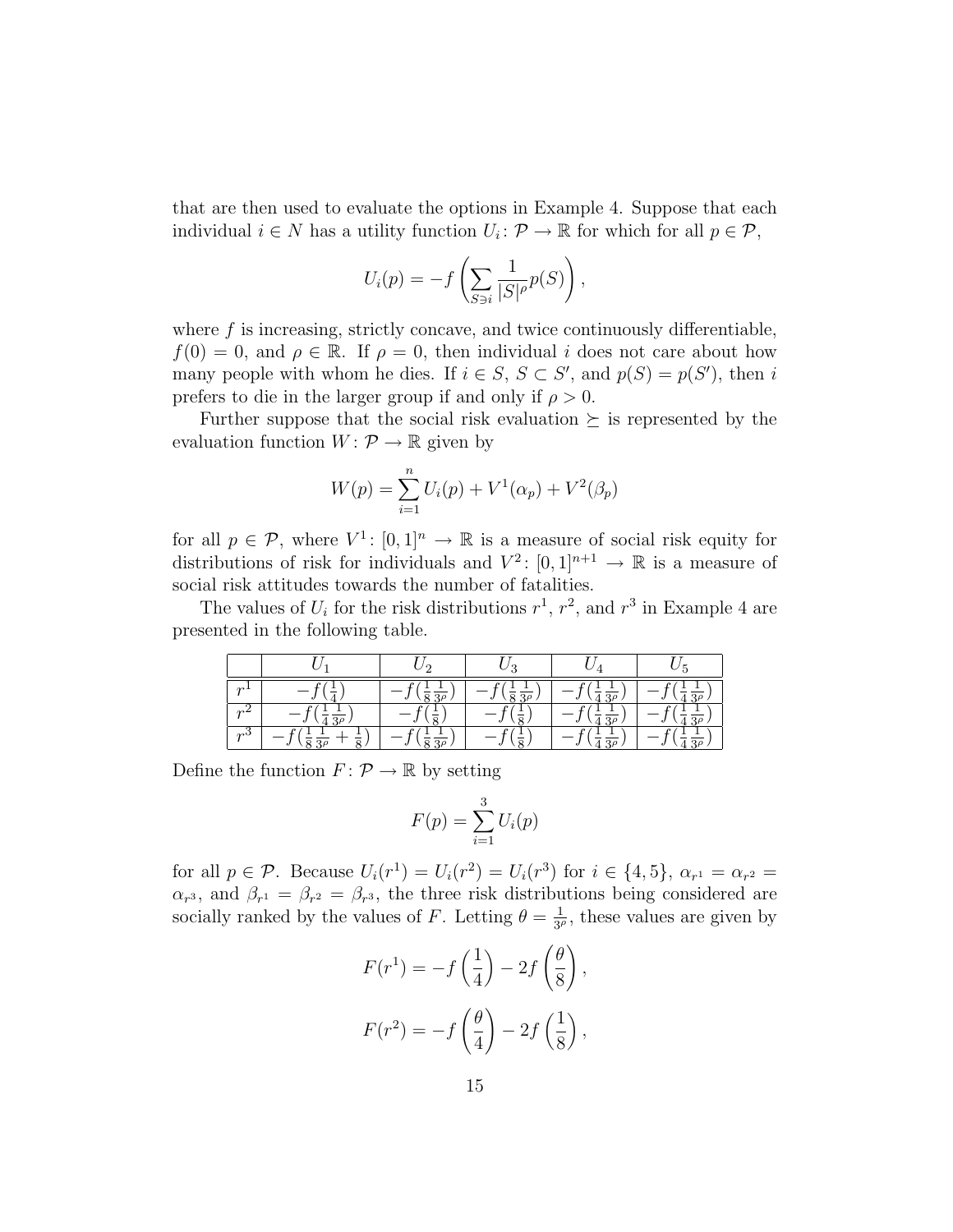that are then used to evaluate the options in Example 4. Suppose that each individual $i \in N$ has a utility function $U_i\colon \mathcal{P} \to \mathbb{R}$ for which for all $p \in \mathcal{P}$,

$$U_i(p) = -f\left(\sum_{S \ni i} \frac{1}{|S|^\rho} p(S)\right),$$

where $f$ is increasing, strictly concave, and twice continuously differentiable, $f(0) = 0$, and $\rho \in \mathbb{R}$. If $\rho = 0$, then individual $i$ does not care about how many people with whom he dies. If $i \in S$, $S \subset S'$, and $p(S) = p(S')$, then $i$ prefers to die in the larger group if and only if $\rho > 0$.

Further suppose that the social risk evaluation $\succeq$ is represented by the evaluation function $W\colon \mathcal{P} \to \mathbb{R}$ given by

$$W(p) = \sum_{i=1}^{n} U_i(p) + V^1(\alpha_p) + V^2(\beta_p)$$

for all $p \in \mathcal{P}$, where $V^1\colon [0,1]^n \to \mathbb{R}$ is a measure of social risk equity for distributions of risk for individuals and $V^2\colon [0,1]^{n+1} \to \mathbb{R}$ is a measure of social risk attitudes towards the number of fatalities.

The values of $U_i$ for the risk distributions $r^1$, $r^2$, and $r^3$ in Example 4 are presented in the following table.

| | $U_1$ | $U_2$ | $U_3$ | $U_4$ | $U_5$ |
|---|---|---|---|---|---|
| $r^1$ | $-f(\frac{1}{4})$ | $-f(\frac{1}{8}\frac{1}{3^\rho})$ | $-f(\frac{1}{8}\frac{1}{3^\rho})$ | $-f(\frac{1}{4}\frac{1}{3^\rho})$ | $-f(\frac{1}{4}\frac{1}{3^\rho})$ |
| $r^2$ | $-f(\frac{1}{4}\frac{1}{3^\rho})$ | $-f(\frac{1}{8})$ | $-f(\frac{1}{8})$ | $-f(\frac{1}{4}\frac{1}{3^\rho})$ | $-f(\frac{1}{4}\frac{1}{3^\rho})$ |
| $r^3$ | $-f(\frac{1}{8}\frac{1}{3^\rho} + \frac{1}{8})$ | $-f(\frac{1}{8}\frac{1}{3^\rho})$ | $-f(\frac{1}{8})$ | $-f(\frac{1}{4}\frac{1}{3^\rho})$ | $-f(\frac{1}{4}\frac{1}{3^\rho})$ |

Define the function $F\colon \mathcal{P} \to \mathbb{R}$ by setting

$$F(p) = \sum_{i=1}^{3} U_i(p)$$

for all $p \in \mathcal{P}$. Because $U_i(r^1) = U_i(r^2) = U_i(r^3)$ for $i \in \{4, 5\}$, $\alpha_{r^1} = \alpha_{r^2} = \alpha_{r^3}$, and $\beta_{r^1} = \beta_{r^2} = \beta_{r^3}$, the three risk distributions being considered are socially ranked by the values of $F$. Letting $\theta = \frac{1}{3^\rho}$, these values are given by

$$F(r^1) = -f\left(\frac{1}{4}\right) - 2f\left(\frac{\theta}{8}\right),$$

$$F(r^2) = -f\left(\frac{\theta}{4}\right) - 2f\left(\frac{1}{8}\right),$$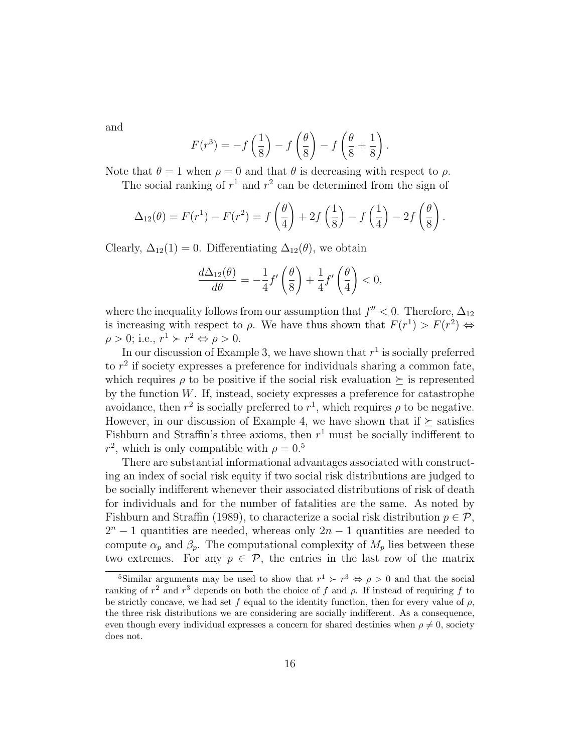and

$$F(r^3) = -f\left(\frac{1}{8}\right) - f\left(\frac{\theta}{8}\right) - f\left(\frac{\theta}{8} + \frac{1}{8}\right).$$

Note that $\theta = 1$ when $\rho = 0$ and that $\theta$ is decreasing with respect to $\rho$.

The social ranking of $r^1$ and $r^2$ can be determined from the sign of

$$\Delta_{12}(\theta) = F(r^1) - F(r^2) = f\left(\frac{\theta}{4}\right) + 2f\left(\frac{1}{8}\right) - f\left(\frac{1}{4}\right) - 2f\left(\frac{\theta}{8}\right).$$

Clearly, $\Delta_{12}(1) = 0$. Differentiating $\Delta_{12}(\theta)$, we obtain

$$\frac{d\Delta_{12}(\theta)}{d\theta} = -\frac{1}{4}f'\left(\frac{\theta}{8}\right) + \frac{1}{4}f'\left(\frac{\theta}{4}\right) < 0,$$

where the inequality follows from our assumption that $f'' < 0$. Therefore, $\Delta_{12}$ is increasing with respect to $\rho$. We have thus shown that $F(r^1) > F(r^2) \Leftrightarrow \rho > 0$; i.e., $r^1 \succ r^2 \Leftrightarrow \rho > 0$.

In our discussion of Example 3, we have shown that $r^1$ is socially preferred to $r^2$ if society expresses a preference for individuals sharing a common fate, which requires $\rho$ to be positive if the social risk evaluation $\succeq$ is represented by the function $W$. If, instead, society expresses a preference for catastrophe avoidance, then $r^2$ is socially preferred to $r^1$, which requires $\rho$ to be negative. However, in our discussion of Example 4, we have shown that if $\succeq$ satisfies Fishburn and Straffin's three axioms, then $r^1$ must be socially indifferent to $r^2$, which is only compatible with $\rho = 0$.[5]

There are substantial informational advantages associated with constructing an index of social risk equity if two social risk distributions are judged to be socially indifferent whenever their associated distributions of risk of death for individuals and for the number of fatalities are the same. As noted by Fishburn and Straffin (1989), to characterize a social risk distribution $p \in \mathcal{P}$, $2^n - 1$ quantities are needed, whereas only $2n - 1$ quantities are needed to compute $\alpha_p$ and $\beta_p$. The computational complexity of $M_p$ lies between these two extremes. For any $p \in \mathcal{P}$, the entries in the last row of the matrix

[5] Similar arguments may be used to show that $r^1 \succ r^3 \Leftrightarrow \rho > 0$ and that the social ranking of $r^2$ and $r^3$ depends on both the choice of $f$ and $\rho$. If instead of requiring $f$ to be strictly concave, we had set $f$ equal to the identity function, then for every value of $\rho$, the three risk distributions we are considering are socially indifferent. As a consequence, even though every individual expresses a concern for shared destinies when $\rho \neq 0$, society does not.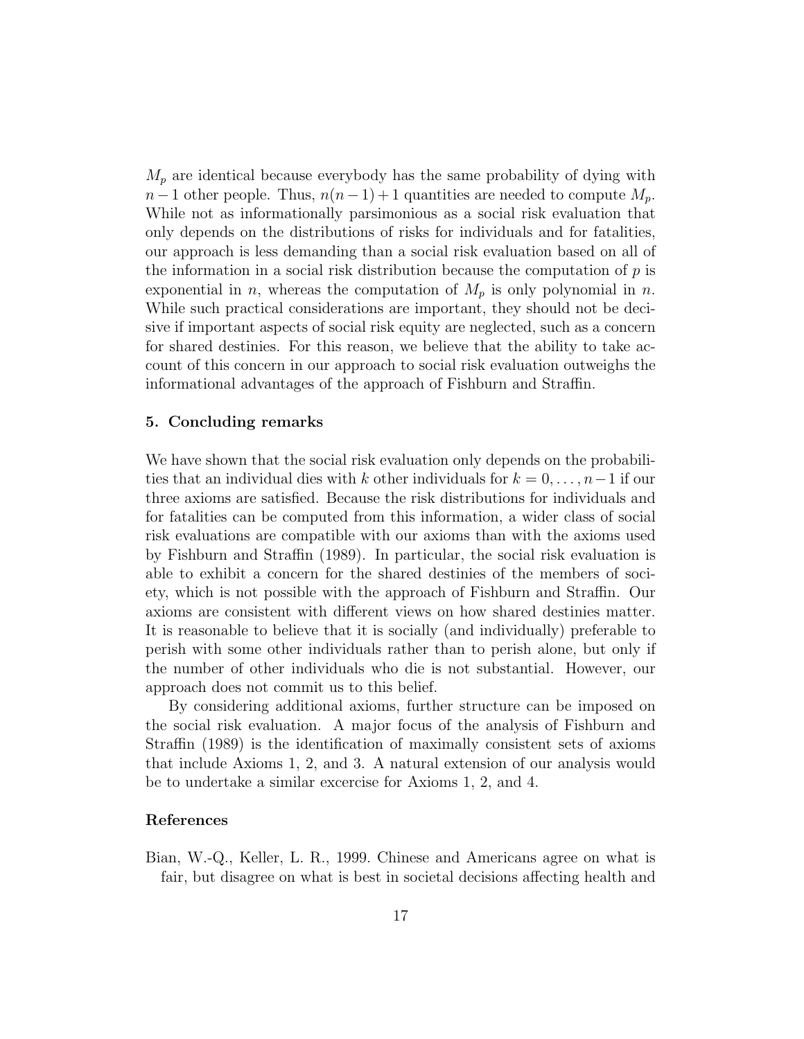$M_p$ are identical because everybody has the same probability of dying with $n-1$ other people. Thus, $n(n-1)+1$ quantities are needed to compute $M_p$. While not as informationally parsimonious as a social risk evaluation that only depends on the distributions of risks for individuals and for fatalities, our approach is less demanding than a social risk evaluation based on all of the information in a social risk distribution because the computation of $p$ is exponential in $n$, whereas the computation of $M_p$ is only polynomial in $n$. While such practical considerations are important, they should not be decisive if important aspects of social risk equity are neglected, such as a concern for shared destinies. For this reason, we believe that the ability to take account of this concern in our approach to social risk evaluation outweighs the informational advantages of the approach of Fishburn and Straffin.

## 5. Concluding remarks

We have shown that the social risk evaluation only depends on the probabilities that an individual dies with $k$ other individuals for $k = 0, \ldots, n-1$ if our three axioms are satisfied. Because the risk distributions for individuals and for fatalities can be computed from this information, a wider class of social risk evaluations are compatible with our axioms than with the axioms used by Fishburn and Straffin (1989). In particular, the social risk evaluation is able to exhibit a concern for the shared destinies of the members of society, which is not possible with the approach of Fishburn and Straffin. Our axioms are consistent with different views on how shared destinies matter. It is reasonable to believe that it is socially (and individually) preferable to perish with some other individuals rather than to perish alone, but only if the number of other individuals who die is not substantial. However, our approach does not commit us to this belief.

By considering additional axioms, further structure can be imposed on the social risk evaluation. A major focus of the analysis of Fishburn and Straffin (1989) is the identification of maximally consistent sets of axioms that include Axioms 1, 2, and 3. A natural extension of our analysis would be to undertake a similar excercise for Axioms 1, 2, and 4.

## References

Bian, W.-Q., Keller, L. R., 1999. Chinese and Americans agree on what is fair, but disagree on what is best in societal decisions affecting health and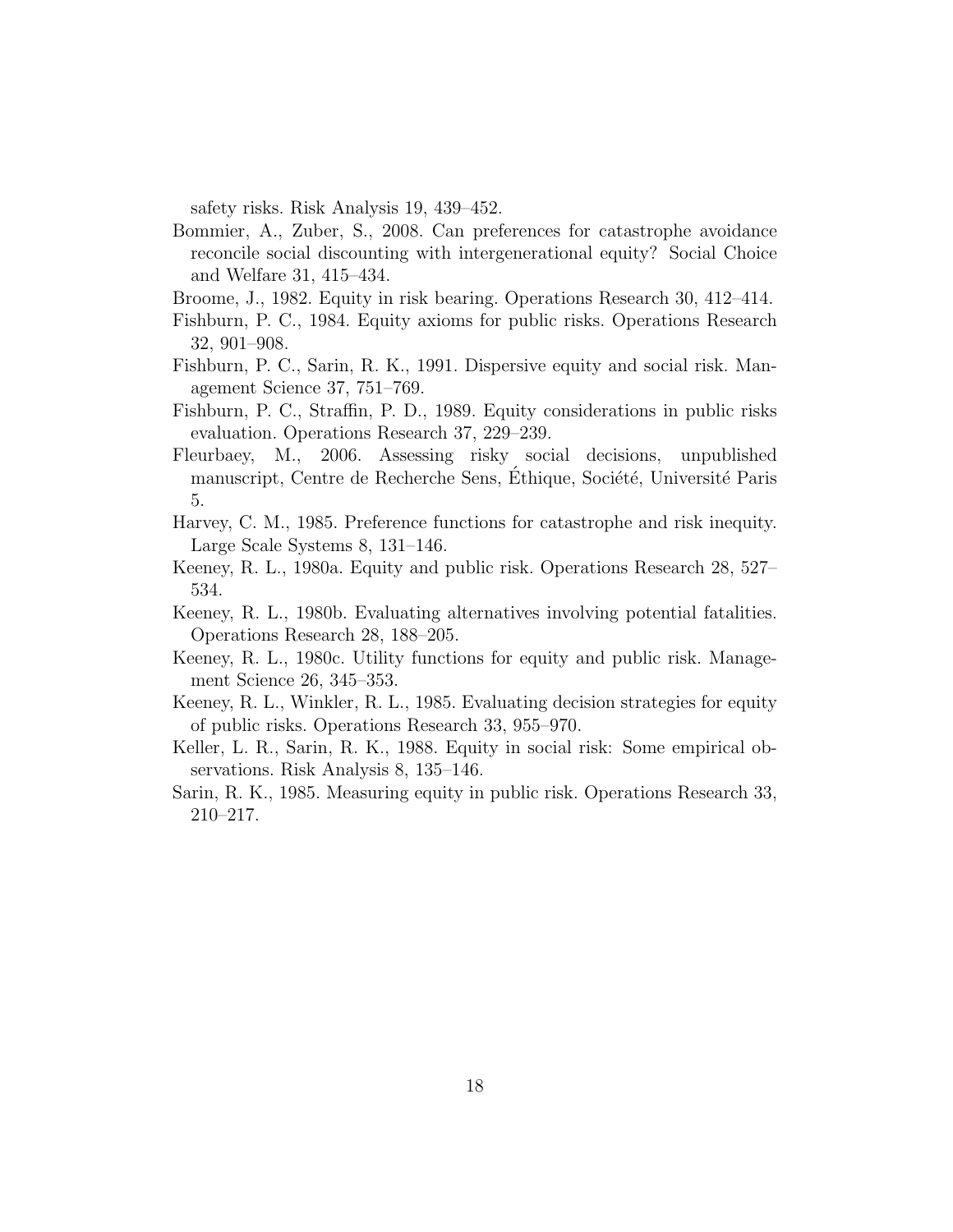safety risks. Risk Analysis 19, 439–452.

Bommier, A., Zuber, S., 2008. Can preferences for catastrophe avoidance reconcile social discounting with intergenerational equity? Social Choice and Welfare 31, 415–434.

Broome, J., 1982. Equity in risk bearing. Operations Research 30, 412–414.

Fishburn, P. C., 1984. Equity axioms for public risks. Operations Research 32, 901–908.

Fishburn, P. C., Sarin, R. K., 1991. Dispersive equity and social risk. Management Science 37, 751–769.

Fishburn, P. C., Straffin, P. D., 1989. Equity considerations in public risks evaluation. Operations Research 37, 229–239.

Fleurbaey, M., 2006. Assessing risky social decisions, unpublished manuscript, Centre de Recherche Sens, Éthique, Société, Université Paris 5.

Harvey, C. M., 1985. Preference functions for catastrophe and risk inequity. Large Scale Systems 8, 131–146.

Keeney, R. L., 1980a. Equity and public risk. Operations Research 28, 527–534.

Keeney, R. L., 1980b. Evaluating alternatives involving potential fatalities. Operations Research 28, 188–205.

Keeney, R. L., 1980c. Utility functions for equity and public risk. Management Science 26, 345–353.

Keeney, R. L., Winkler, R. L., 1985. Evaluating decision strategies for equity of public risks. Operations Research 33, 955–970.

Keller, L. R., Sarin, R. K., 1988. Equity in social risk: Some empirical observations. Risk Analysis 8, 135–146.

Sarin, R. K., 1985. Measuring equity in public risk. Operations Research 33, 210–217.